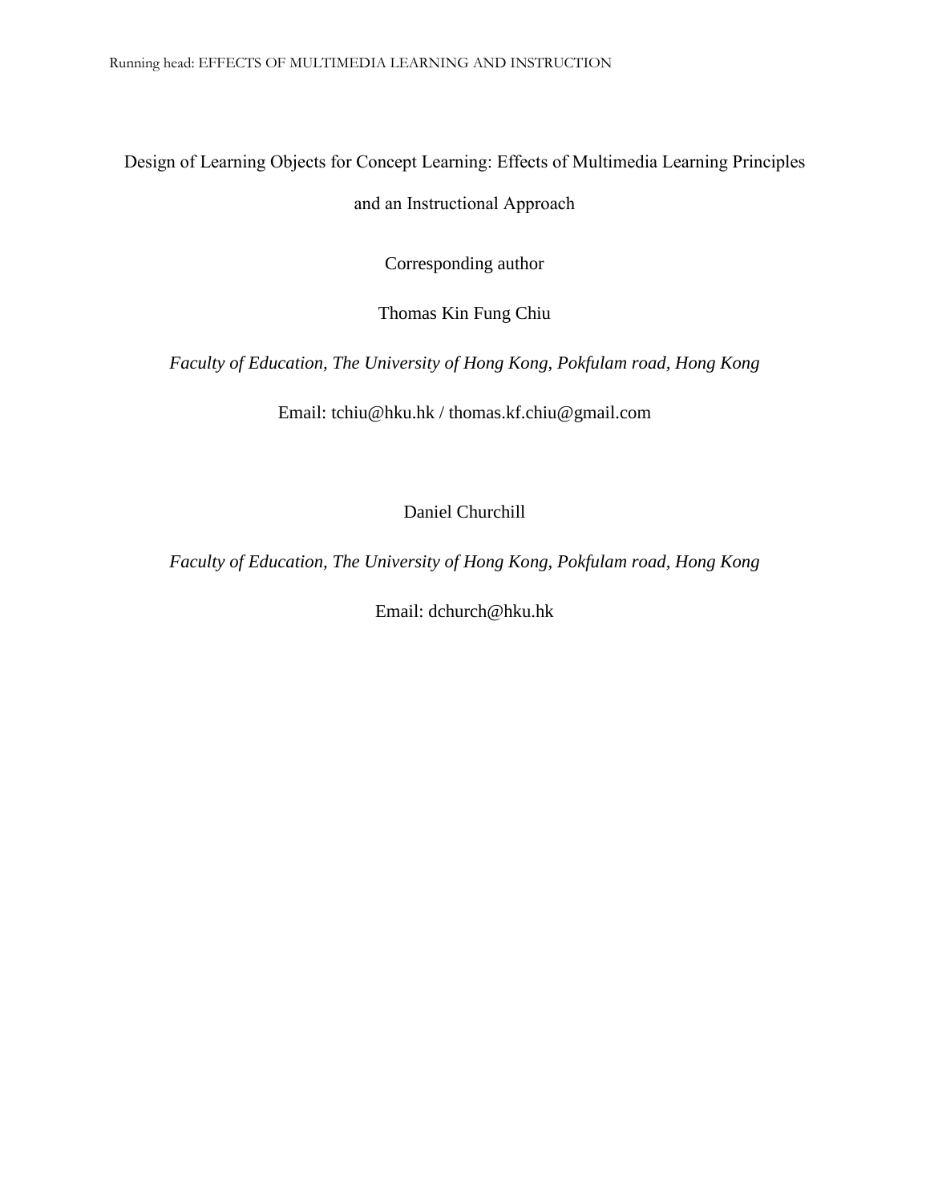# Design of Learning Objects for Concept Learning: Effects of Multimedia Learning Principles and an Instructional Approach

Corresponding author

Thomas Kin Fung Chiu

*Faculty of Education, The University of Hong Kong, Pokfulam road, Hong Kong*

Email: tchiu@hku.hk / thomas.kf.chiu@gmail.com

Daniel Churchill

*Faculty of Education, The University of Hong Kong, Pokfulam road, Hong Kong*

Email: dchurch@hku.hk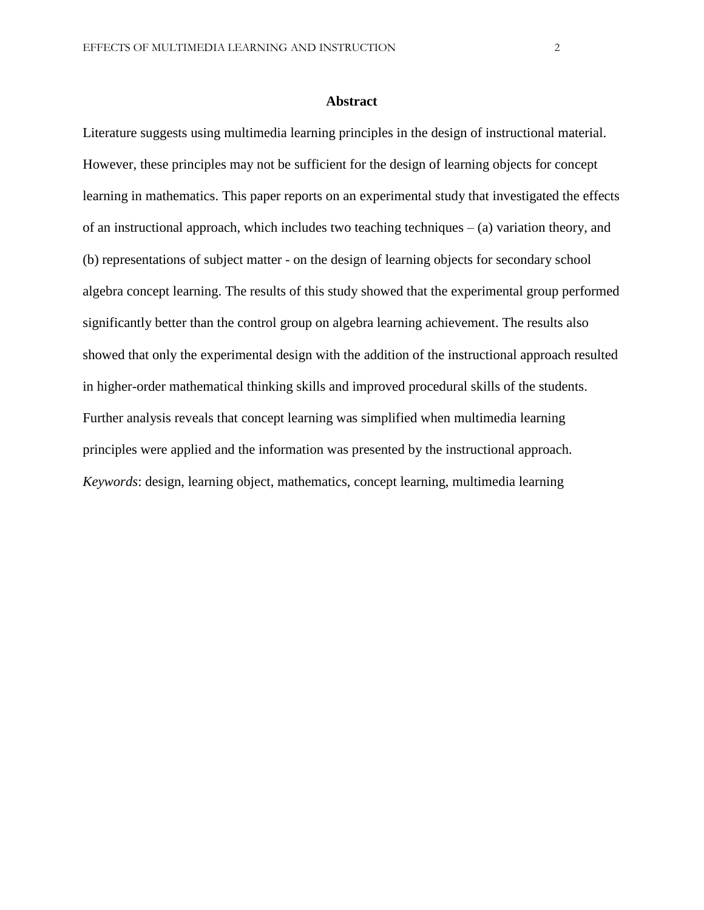# Abstract

Literature suggests using multimedia learning principles in the design of instructional material. However, these principles may not be sufficient for the design of learning objects for concept learning in mathematics. This paper reports on an experimental study that investigated the effects of an instructional approach, which includes two teaching techniques – (a) variation theory, and (b) representations of subject matter - on the design of learning objects for secondary school algebra concept learning. The results of this study showed that the experimental group performed significantly better than the control group on algebra learning achievement. The results also showed that only the experimental design with the addition of the instructional approach resulted in higher-order mathematical thinking skills and improved procedural skills of the students. Further analysis reveals that concept learning was simplified when multimedia learning principles were applied and the information was presented by the instructional approach.

*Keywords*: design, learning object, mathematics, concept learning, multimedia learning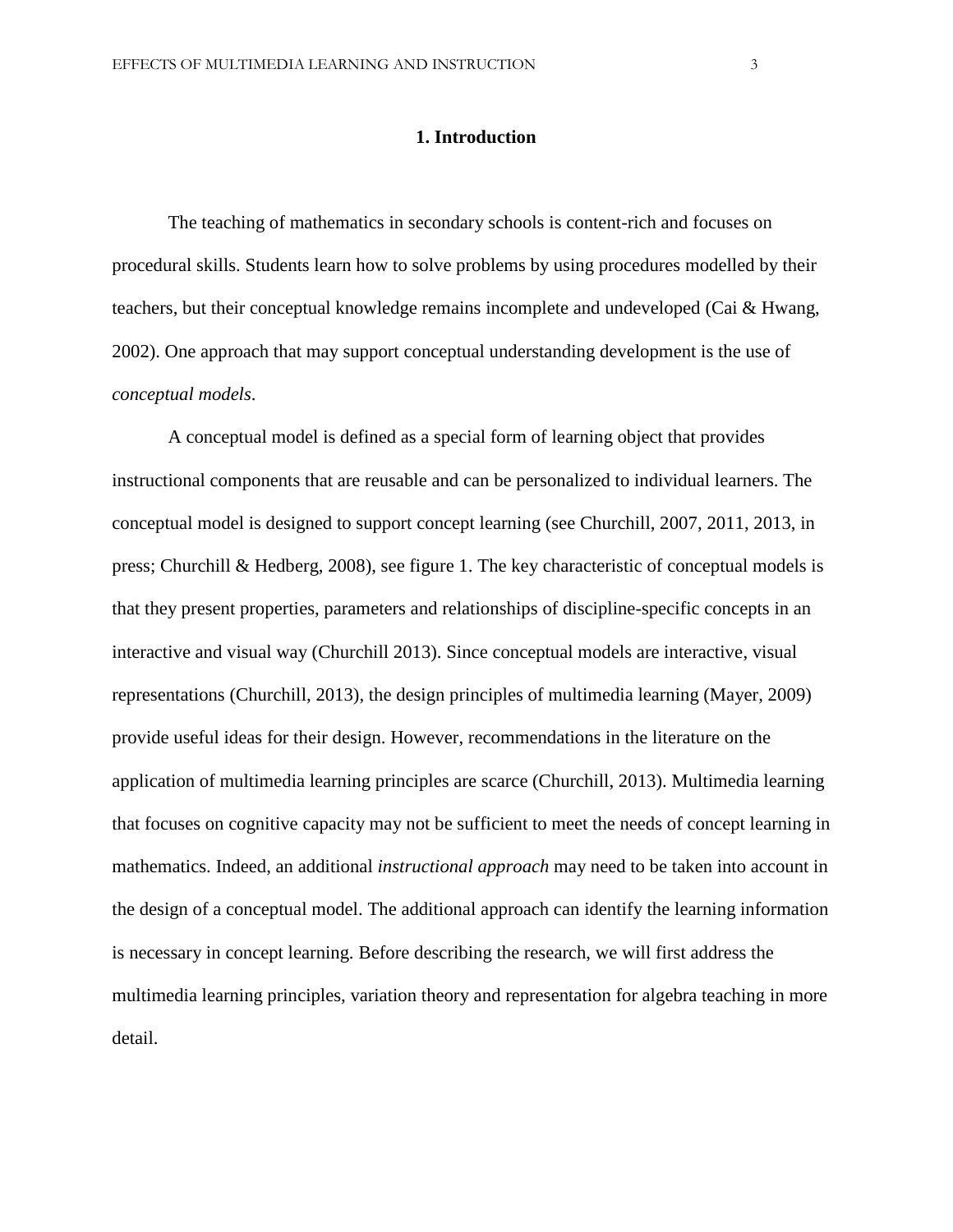# 1. Introduction

The teaching of mathematics in secondary schools is content-rich and focuses on procedural skills. Students learn how to solve problems by using procedures modelled by their teachers, but their conceptual knowledge remains incomplete and undeveloped (Cai & Hwang, 2002). One approach that may support conceptual understanding development is the use of *conceptual models*.

A conceptual model is defined as a special form of learning object that provides instructional components that are reusable and can be personalized to individual learners. The conceptual model is designed to support concept learning (see Churchill, 2007, 2011, 2013, in press; Churchill & Hedberg, 2008), see figure 1. The key characteristic of conceptual models is that they present properties, parameters and relationships of discipline-specific concepts in an interactive and visual way (Churchill 2013). Since conceptual models are interactive, visual representations (Churchill, 2013), the design principles of multimedia learning (Mayer, 2009) provide useful ideas for their design. However, recommendations in the literature on the application of multimedia learning principles are scarce (Churchill, 2013). Multimedia learning that focuses on cognitive capacity may not be sufficient to meet the needs of concept learning in mathematics. Indeed, an additional *instructional approach* may need to be taken into account in the design of a conceptual model. The additional approach can identify the learning information is necessary in concept learning. Before describing the research, we will first address the multimedia learning principles, variation theory and representation for algebra teaching in more detail.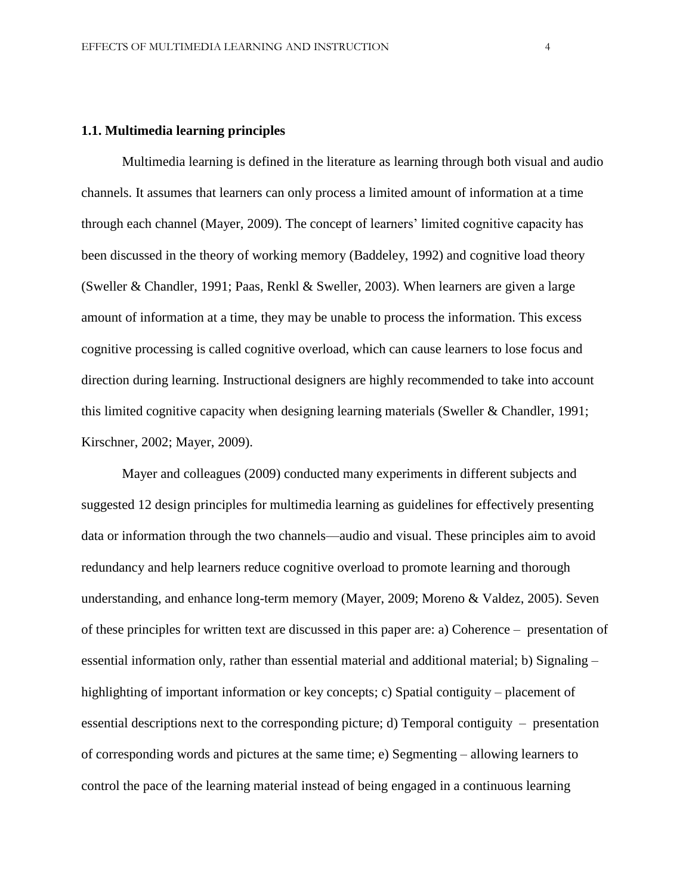### 1.1. Multimedia learning principles

Multimedia learning is defined in the literature as learning through both visual and audio channels. It assumes that learners can only process a limited amount of information at a time through each channel (Mayer, 2009). The concept of learners' limited cognitive capacity has been discussed in the theory of working memory (Baddeley, 1992) and cognitive load theory (Sweller & Chandler, 1991; Paas, Renkl & Sweller, 2003). When learners are given a large amount of information at a time, they may be unable to process the information. This excess cognitive processing is called cognitive overload, which can cause learners to lose focus and direction during learning. Instructional designers are highly recommended to take into account this limited cognitive capacity when designing learning materials (Sweller & Chandler, 1991; Kirschner, 2002; Mayer, 2009).

Mayer and colleagues (2009) conducted many experiments in different subjects and suggested 12 design principles for multimedia learning as guidelines for effectively presenting data or information through the two channels—audio and visual. These principles aim to avoid redundancy and help learners reduce cognitive overload to promote learning and thorough understanding, and enhance long-term memory (Mayer, 2009; Moreno & Valdez, 2005). Seven of these principles for written text are discussed in this paper are: a) Coherence – presentation of essential information only, rather than essential material and additional material; b) Signaling – highlighting of important information or key concepts; c) Spatial contiguity – placement of essential descriptions next to the corresponding picture; d) Temporal contiguity – presentation of corresponding words and pictures at the same time; e) Segmenting – allowing learners to control the pace of the learning material instead of being engaged in a continuous learning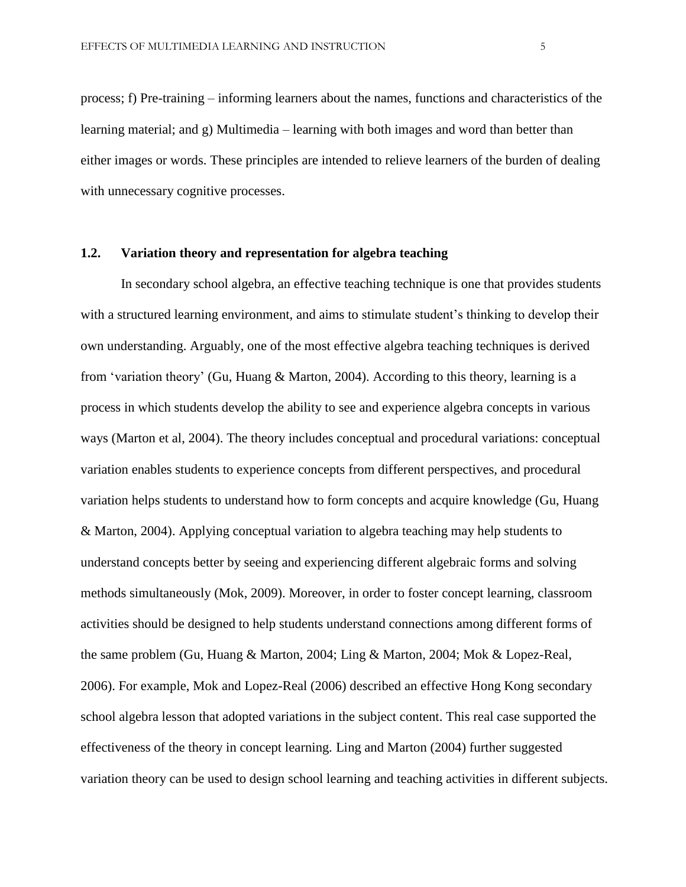process; f) Pre-training – informing learners about the names, functions and characteristics of the learning material; and g) Multimedia – learning with both images and word than better than either images or words. These principles are intended to relieve learners of the burden of dealing with unnecessary cognitive processes.

## 1.2. Variation theory and representation for algebra teaching

In secondary school algebra, an effective teaching technique is one that provides students with a structured learning environment, and aims to stimulate student's thinking to develop their own understanding. Arguably, one of the most effective algebra teaching techniques is derived from 'variation theory' (Gu, Huang & Marton, 2004). According to this theory, learning is a process in which students develop the ability to see and experience algebra concepts in various ways (Marton et al, 2004). The theory includes conceptual and procedural variations: conceptual variation enables students to experience concepts from different perspectives, and procedural variation helps students to understand how to form concepts and acquire knowledge (Gu, Huang & Marton, 2004). Applying conceptual variation to algebra teaching may help students to understand concepts better by seeing and experiencing different algebraic forms and solving methods simultaneously (Mok, 2009). Moreover, in order to foster concept learning, classroom activities should be designed to help students understand connections among different forms of the same problem (Gu, Huang & Marton, 2004; Ling & Marton, 2004; Mok & Lopez-Real, 2006). For example, Mok and Lopez-Real (2006) described an effective Hong Kong secondary school algebra lesson that adopted variations in the subject content. This real case supported the effectiveness of the theory in concept learning. Ling and Marton (2004) further suggested variation theory can be used to design school learning and teaching activities in different subjects.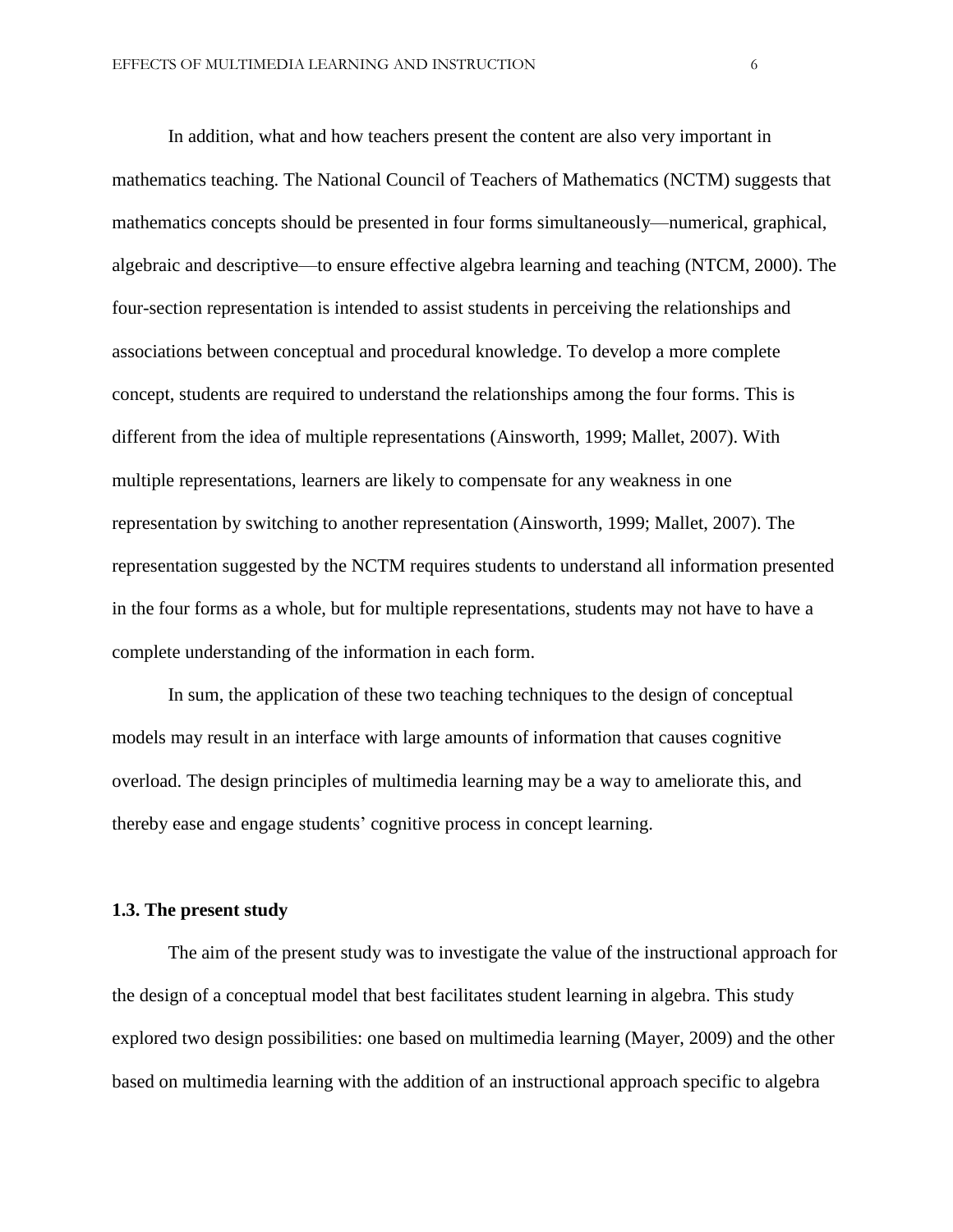In addition, what and how teachers present the content are also very important in mathematics teaching. The National Council of Teachers of Mathematics (NCTM) suggests that mathematics concepts should be presented in four forms simultaneously—numerical, graphical, algebraic and descriptive—to ensure effective algebra learning and teaching (NTCM, 2000). The four-section representation is intended to assist students in perceiving the relationships and associations between conceptual and procedural knowledge. To develop a more complete concept, students are required to understand the relationships among the four forms. This is different from the idea of multiple representations (Ainsworth, 1999; Mallet, 2007). With multiple representations, learners are likely to compensate for any weakness in one representation by switching to another representation (Ainsworth, 1999; Mallet, 2007). The representation suggested by the NCTM requires students to understand all information presented in the four forms as a whole, but for multiple representations, students may not have to have a complete understanding of the information in each form.

In sum, the application of these two teaching techniques to the design of conceptual models may result in an interface with large amounts of information that causes cognitive overload. The design principles of multimedia learning may be a way to ameliorate this, and thereby ease and engage students' cognitive process in concept learning.

### 1.3. The present study

The aim of the present study was to investigate the value of the instructional approach for the design of a conceptual model that best facilitates student learning in algebra. This study explored two design possibilities: one based on multimedia learning (Mayer, 2009) and the other based on multimedia learning with the addition of an instructional approach specific to algebra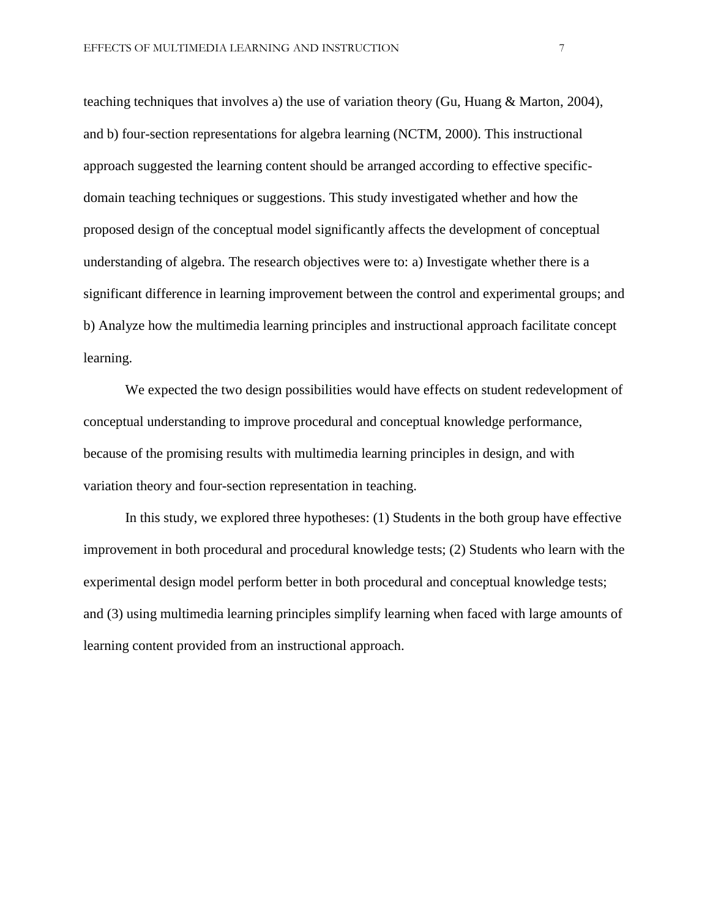teaching techniques that involves a) the use of variation theory (Gu, Huang & Marton, 2004), and b) four-section representations for algebra learning (NCTM, 2000). This instructional approach suggested the learning content should be arranged according to effective specific-domain teaching techniques or suggestions. This study investigated whether and how the proposed design of the conceptual model significantly affects the development of conceptual understanding of algebra. The research objectives were to: a) Investigate whether there is a significant difference in learning improvement between the control and experimental groups; and b) Analyze how the multimedia learning principles and instructional approach facilitate concept learning.

We expected the two design possibilities would have effects on student redevelopment of conceptual understanding to improve procedural and conceptual knowledge performance, because of the promising results with multimedia learning principles in design, and with variation theory and four-section representation in teaching.

In this study, we explored three hypotheses: (1) Students in the both group have effective improvement in both procedural and procedural knowledge tests; (2) Students who learn with the experimental design model perform better in both procedural and conceptual knowledge tests; and (3) using multimedia learning principles simplify learning when faced with large amounts of learning content provided from an instructional approach.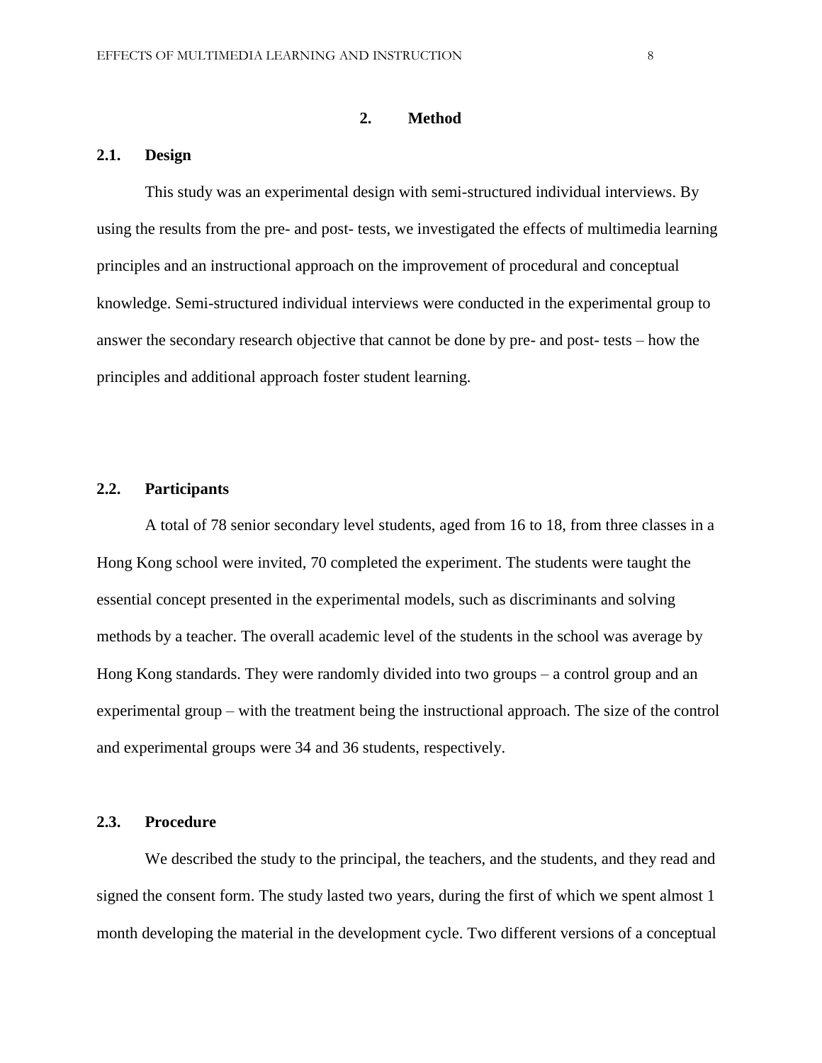## 2. Method

### 2.1. Design

This study was an experimental design with semi-structured individual interviews. By using the results from the pre- and post- tests, we investigated the effects of multimedia learning principles and an instructional approach on the improvement of procedural and conceptual knowledge. Semi-structured individual interviews were conducted in the experimental group to answer the secondary research objective that cannot be done by pre- and post- tests – how the principles and additional approach foster student learning.

### 2.2. Participants

A total of 78 senior secondary level students, aged from 16 to 18, from three classes in a Hong Kong school were invited, 70 completed the experiment. The students were taught the essential concept presented in the experimental models, such as discriminants and solving methods by a teacher. The overall academic level of the students in the school was average by Hong Kong standards. They were randomly divided into two groups – a control group and an experimental group – with the treatment being the instructional approach. The size of the control and experimental groups were 34 and 36 students, respectively.

### 2.3. Procedure

We described the study to the principal, the teachers, and the students, and they read and signed the consent form. The study lasted two years, during the first of which we spent almost 1 month developing the material in the development cycle. Two different versions of a conceptual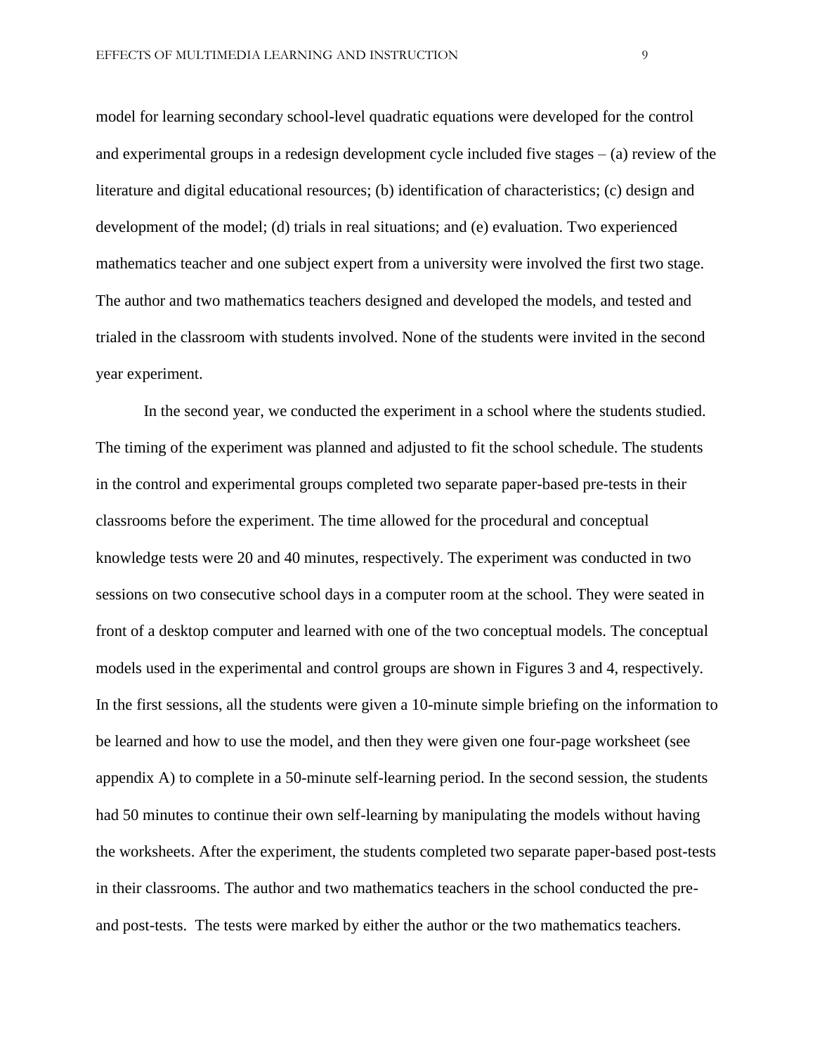model for learning secondary school-level quadratic equations were developed for the control and experimental groups in a redesign development cycle included five stages – (a) review of the literature and digital educational resources; (b) identification of characteristics; (c) design and development of the model; (d) trials in real situations; and (e) evaluation. Two experienced mathematics teacher and one subject expert from a university were involved the first two stage. The author and two mathematics teachers designed and developed the models, and tested and trialed in the classroom with students involved. None of the students were invited in the second year experiment.

In the second year, we conducted the experiment in a school where the students studied. The timing of the experiment was planned and adjusted to fit the school schedule. The students in the control and experimental groups completed two separate paper-based pre-tests in their classrooms before the experiment. The time allowed for the procedural and conceptual knowledge tests were 20 and 40 minutes, respectively. The experiment was conducted in two sessions on two consecutive school days in a computer room at the school. They were seated in front of a desktop computer and learned with one of the two conceptual models. The conceptual models used in the experimental and control groups are shown in Figures 3 and 4, respectively. In the first sessions, all the students were given a 10-minute simple briefing on the information to be learned and how to use the model, and then they were given one four-page worksheet (see appendix A) to complete in a 50-minute self-learning period. In the second session, the students had 50 minutes to continue their own self-learning by manipulating the models without having the worksheets. After the experiment, the students completed two separate paper-based post-tests in their classrooms. The author and two mathematics teachers in the school conducted the pre- and post-tests. The tests were marked by either the author or the two mathematics teachers.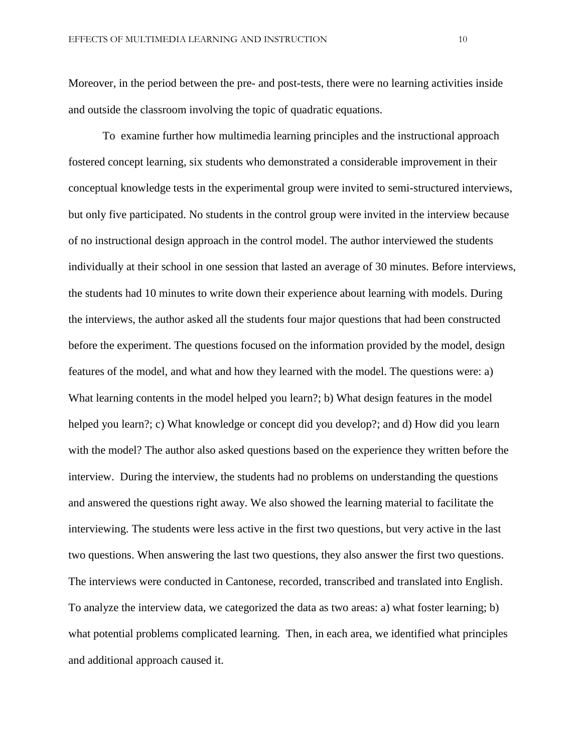Moreover, in the period between the pre- and post-tests, there were no learning activities inside and outside the classroom involving the topic of quadratic equations.

To examine further how multimedia learning principles and the instructional approach fostered concept learning, six students who demonstrated a considerable improvement in their conceptual knowledge tests in the experimental group were invited to semi-structured interviews, but only five participated. No students in the control group were invited in the interview because of no instructional design approach in the control model. The author interviewed the students individually at their school in one session that lasted an average of 30 minutes. Before interviews, the students had 10 minutes to write down their experience about learning with models. During the interviews, the author asked all the students four major questions that had been constructed before the experiment. The questions focused on the information provided by the model, design features of the model, and what and how they learned with the model. The questions were: a) What learning contents in the model helped you learn?; b) What design features in the model helped you learn?; c) What knowledge or concept did you develop?; and d) How did you learn with the model? The author also asked questions based on the experience they written before the interview. During the interview, the students had no problems on understanding the questions and answered the questions right away. We also showed the learning material to facilitate the interviewing. The students were less active in the first two questions, but very active in the last two questions. When answering the last two questions, they also answer the first two questions. The interviews were conducted in Cantonese, recorded, transcribed and translated into English. To analyze the interview data, we categorized the data as two areas: a) what foster learning; b) what potential problems complicated learning. Then, in each area, we identified what principles and additional approach caused it.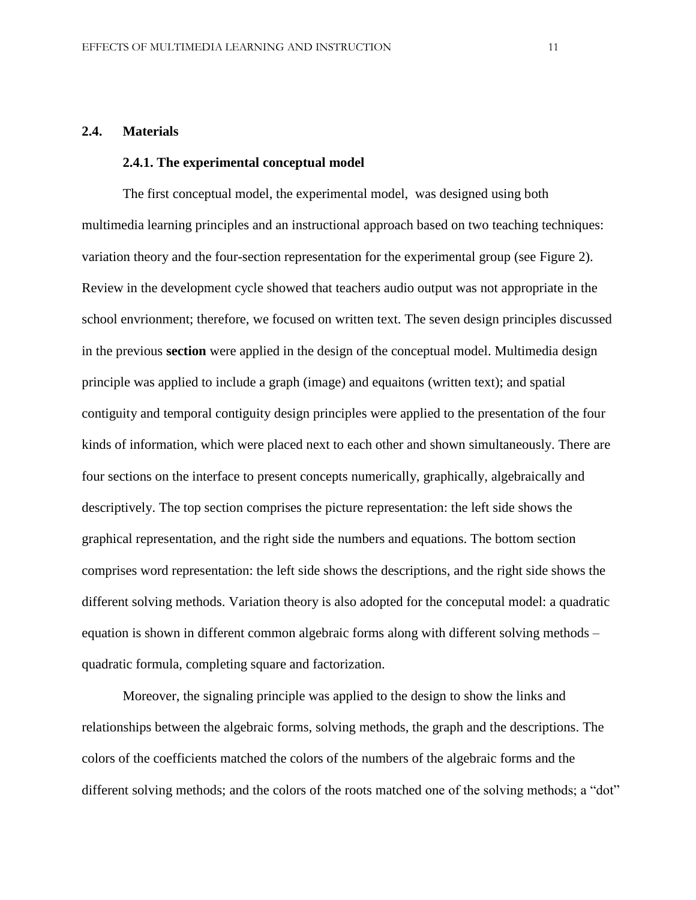## 2.4. Materials

### 2.4.1. The experimental conceptual model

The first conceptual model, the experimental model, was designed using both multimedia learning principles and an instructional approach based on two teaching techniques: variation theory and the four-section representation for the experimental group (see Figure 2). Review in the development cycle showed that teachers audio output was not appropriate in the school envrionment; therefore, we focused on written text. The seven design principles discussed in the previous **section** were applied in the design of the conceptual model. Multimedia design principle was applied to include a graph (image) and equaitons (written text); and spatial contiguity and temporal contiguity design principles were applied to the presentation of the four kinds of information, which were placed next to each other and shown simultaneously. There are four sections on the interface to present concepts numerically, graphically, algebraically and descriptively. The top section comprises the picture representation: the left side shows the graphical representation, and the right side the numbers and equations. The bottom section comprises word representation: the left side shows the descriptions, and the right side shows the different solving methods. Variation theory is also adopted for the conceputal model: a quadratic equation is shown in different common algebraic forms along with different solving methods – quadratic formula, completing square and factorization.

Moreover, the signaling principle was applied to the design to show the links and relationships between the algebraic forms, solving methods, the graph and the descriptions. The colors of the coefficients matched the colors of the numbers of the algebraic forms and the different solving methods; and the colors of the roots matched one of the solving methods; a “dot”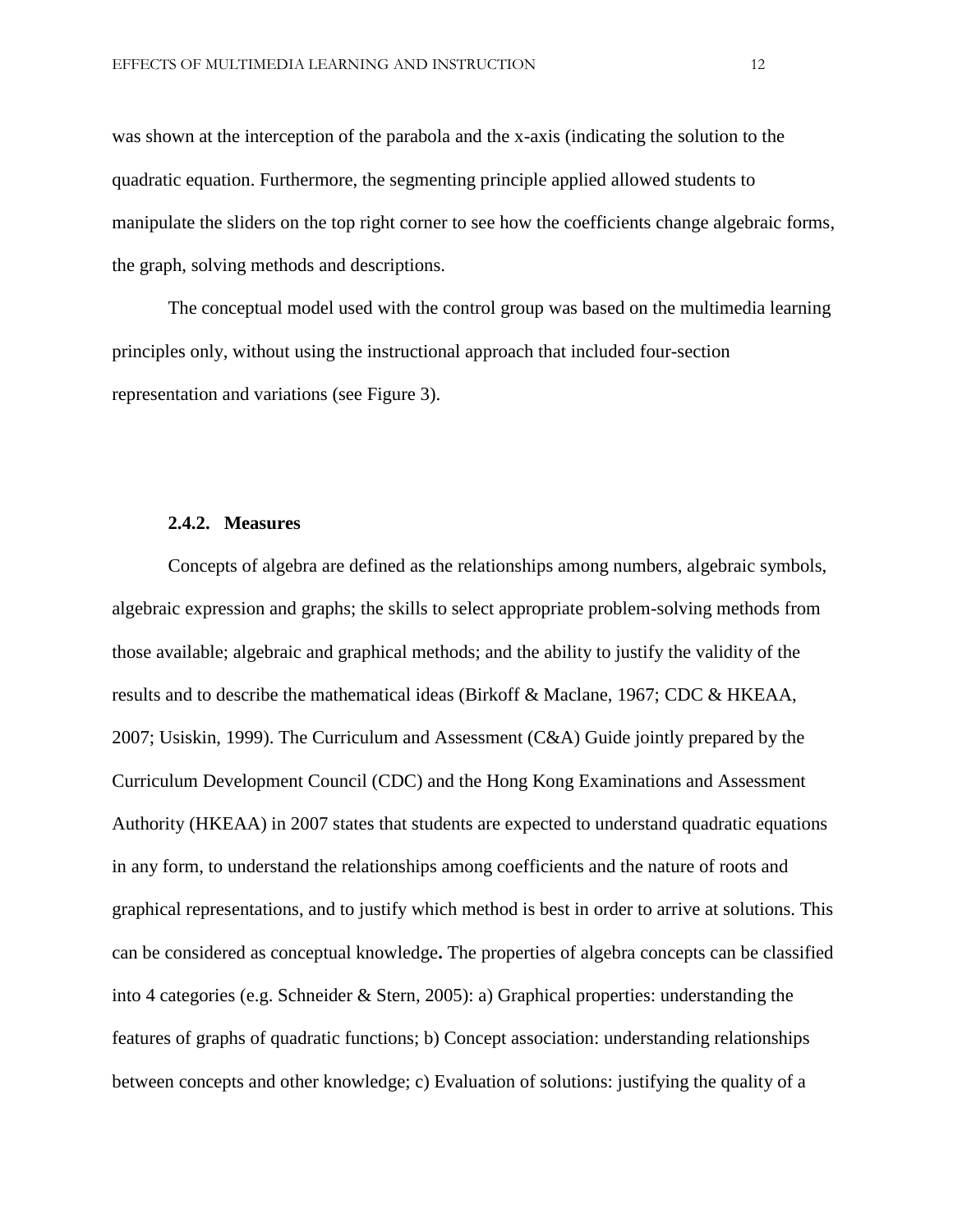was shown at the interception of the parabola and the x-axis (indicating the solution to the quadratic equation. Furthermore, the segmenting principle applied allowed students to manipulate the sliders on the top right corner to see how the coefficients change algebraic forms, the graph, solving methods and descriptions.

The conceptual model used with the control group was based on the multimedia learning principles only, without using the instructional approach that included four-section representation and variations (see Figure 3).

#### 2.4.2. Measures

Concepts of algebra are defined as the relationships among numbers, algebraic symbols, algebraic expression and graphs; the skills to select appropriate problem-solving methods from those available; algebraic and graphical methods; and the ability to justify the validity of the results and to describe the mathematical ideas (Birkoff & Maclane, 1967; CDC & HKEAA, 2007; Usiskin, 1999). The Curriculum and Assessment (C&A) Guide jointly prepared by the Curriculum Development Council (CDC) and the Hong Kong Examinations and Assessment Authority (HKEAA) in 2007 states that students are expected to understand quadratic equations in any form, to understand the relationships among coefficients and the nature of roots and graphical representations, and to justify which method is best in order to arrive at solutions. This can be considered as conceptual knowledge**.** The properties of algebra concepts can be classified into 4 categories (e.g. Schneider & Stern, 2005): a) Graphical properties: understanding the features of graphs of quadratic functions; b) Concept association: understanding relationships between concepts and other knowledge; c) Evaluation of solutions: justifying the quality of a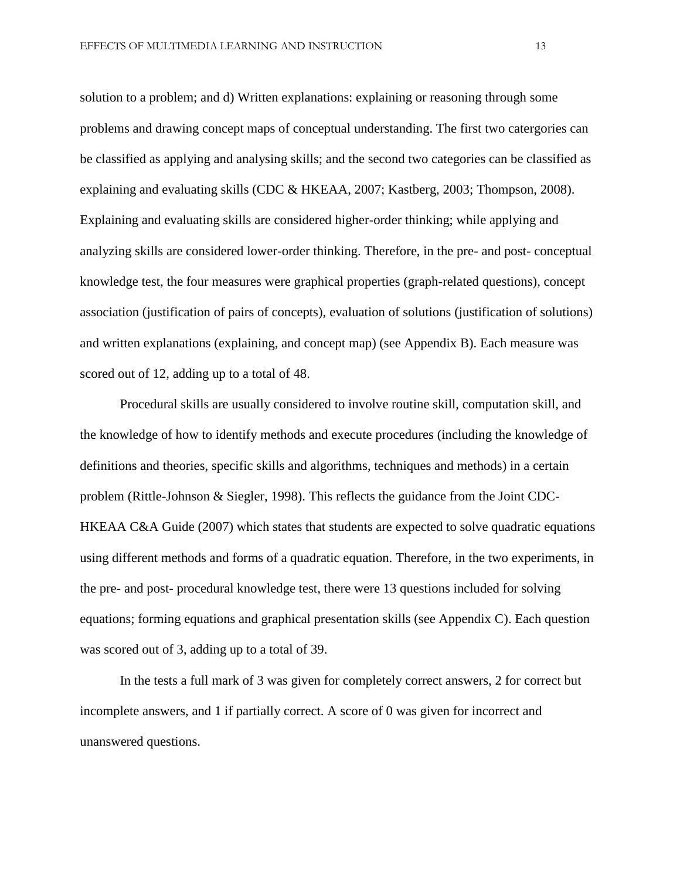solution to a problem; and d) Written explanations: explaining or reasoning through some problems and drawing concept maps of conceptual understanding. The first two catergories can be classified as applying and analysing skills; and the second two categories can be classified as explaining and evaluating skills (CDC & HKEAA, 2007; Kastberg, 2003; Thompson, 2008). Explaining and evaluating skills are considered higher-order thinking; while applying and analyzing skills are considered lower-order thinking. Therefore, in the pre- and post- conceptual knowledge test, the four measures were graphical properties (graph-related questions), concept association (justification of pairs of concepts), evaluation of solutions (justification of solutions) and written explanations (explaining, and concept map) (see Appendix B). Each measure was scored out of 12, adding up to a total of 48.

Procedural skills are usually considered to involve routine skill, computation skill, and the knowledge of how to identify methods and execute procedures (including the knowledge of definitions and theories, specific skills and algorithms, techniques and methods) in a certain problem (Rittle-Johnson & Siegler, 1998). This reflects the guidance from the Joint CDC-HKEAA C&A Guide (2007) which states that students are expected to solve quadratic equations using different methods and forms of a quadratic equation. Therefore, in the two experiments, in the pre- and post- procedural knowledge test, there were 13 questions included for solving equations; forming equations and graphical presentation skills (see Appendix C). Each question was scored out of 3, adding up to a total of 39.

In the tests a full mark of 3 was given for completely correct answers, 2 for correct but incomplete answers, and 1 if partially correct. A score of 0 was given for incorrect and unanswered questions.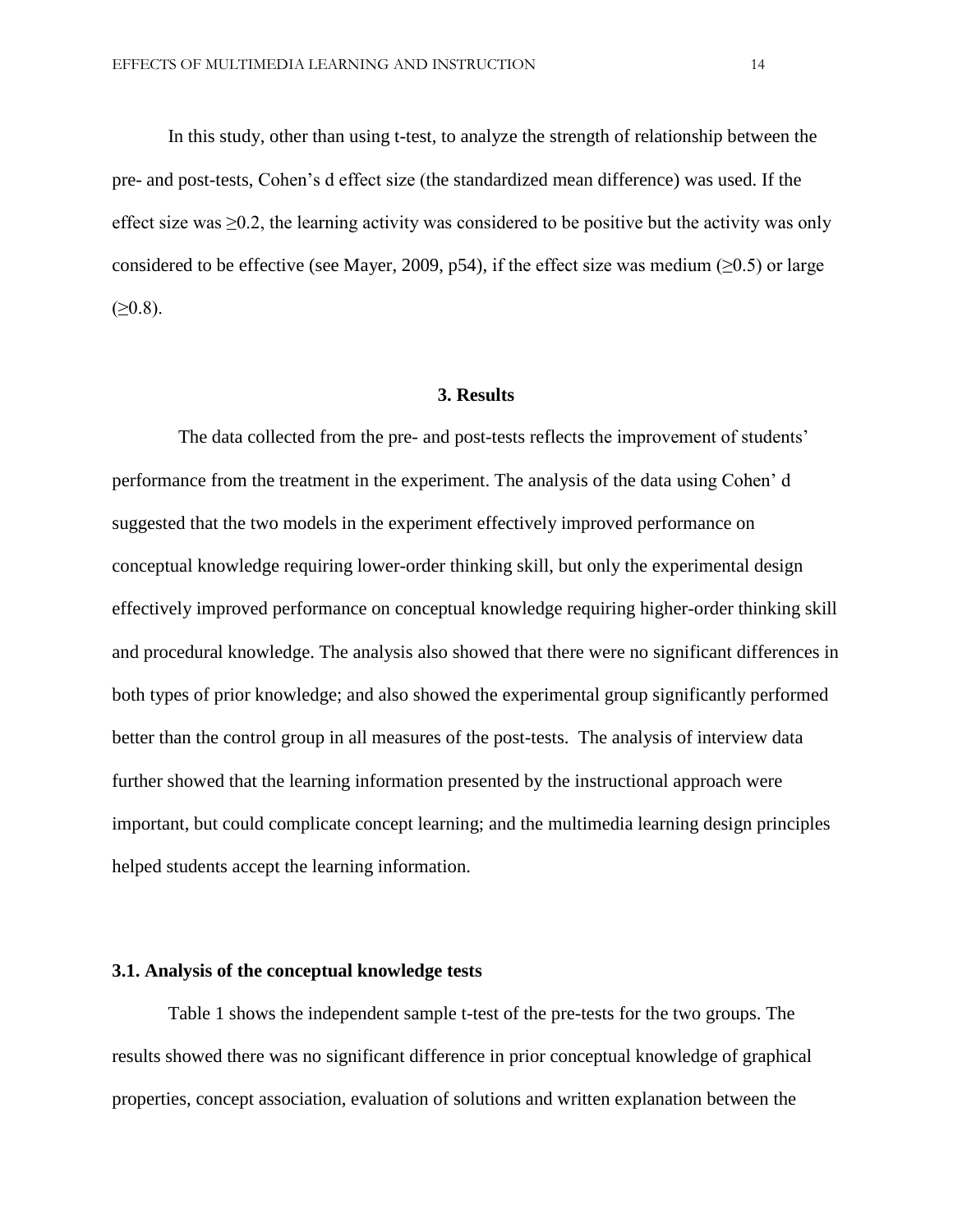In this study, other than using t-test, to analyze the strength of relationship between the pre- and post-tests, Cohen's d effect size (the standardized mean difference) was used. If the effect size was ≥0.2, the learning activity was considered to be positive but the activity was only considered to be effective (see Mayer, 2009, p54), if the effect size was medium (≥0.5) or large (≥0.8).

## 3. Results

The data collected from the pre- and post-tests reflects the improvement of students' performance from the treatment in the experiment. The analysis of the data using Cohen' d suggested that the two models in the experiment effectively improved performance on conceptual knowledge requiring lower-order thinking skill, but only the experimental design effectively improved performance on conceptual knowledge requiring higher-order thinking skill and procedural knowledge. The analysis also showed that there were no significant differences in both types of prior knowledge; and also showed the experimental group significantly performed better than the control group in all measures of the post-tests. The analysis of interview data further showed that the learning information presented by the instructional approach were important, but could complicate concept learning; and the multimedia learning design principles helped students accept the learning information.

### 3.1. Analysis of the conceptual knowledge tests

Table 1 shows the independent sample t-test of the pre-tests for the two groups. The results showed there was no significant difference in prior conceptual knowledge of graphical properties, concept association, evaluation of solutions and written explanation between the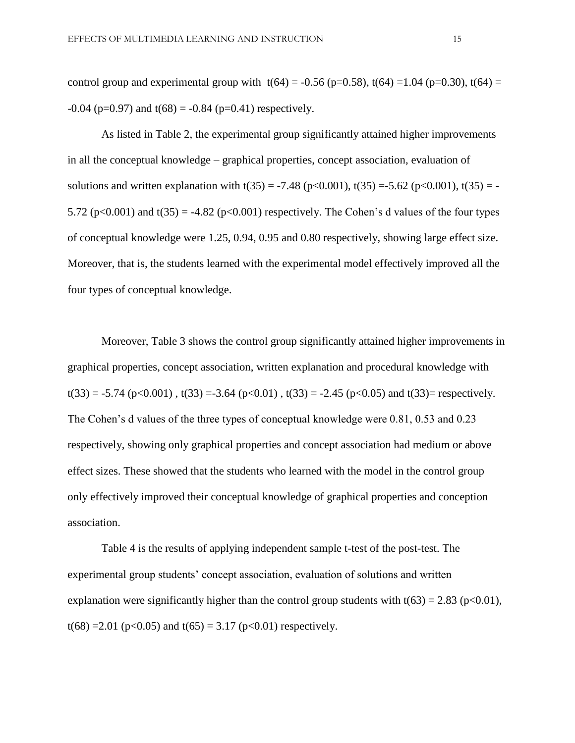control group and experimental group with $t(64) = -0.56$ ($p=0.58$), $t(64) = 1.04$ ($p=0.30$), $t(64) = -0.04$ ($p=0.97$) and $t(68) = -0.84$ ($p=0.41$) respectively.

As listed in Table 2, the experimental group significantly attained higher improvements in all the conceptual knowledge – graphical properties, concept association, evaluation of solutions and written explanation with $t(35) = -7.48$ ($p<0.001$), $t(35) = -5.62$ ($p<0.001$), $t(35) = -5.72$ ($p<0.001$) and $t(35) = -4.82$ ($p<0.001$) respectively. The Cohen's d values of the four types of conceptual knowledge were 1.25, 0.94, 0.95 and 0.80 respectively, showing large effect size. Moreover, that is, the students learned with the experimental model effectively improved all the four types of conceptual knowledge.

Moreover, Table 3 shows the control group significantly attained higher improvements in graphical properties, concept association, written explanation and procedural knowledge with $t(33) = -5.74$ ($p<0.001$) , $t(33) = -3.64$ ($p<0.01$) , $t(33) = -2.45$ ($p<0.05$) and $t(33)=$ respectively. The Cohen's d values of the three types of conceptual knowledge were 0.81, 0.53 and 0.23 respectively, showing only graphical properties and concept association had medium or above effect sizes. These showed that the students who learned with the model in the control group only effectively improved their conceptual knowledge of graphical properties and conception association.

Table 4 is the results of applying independent sample t-test of the post-test. The experimental group students' concept association, evaluation of solutions and written explanation were significantly higher than the control group students with $t(63) = 2.83$ ($p<0.01$), $t(68) = 2.01$ ($p<0.05$) and $t(65) = 3.17$ ($p<0.01$) respectively.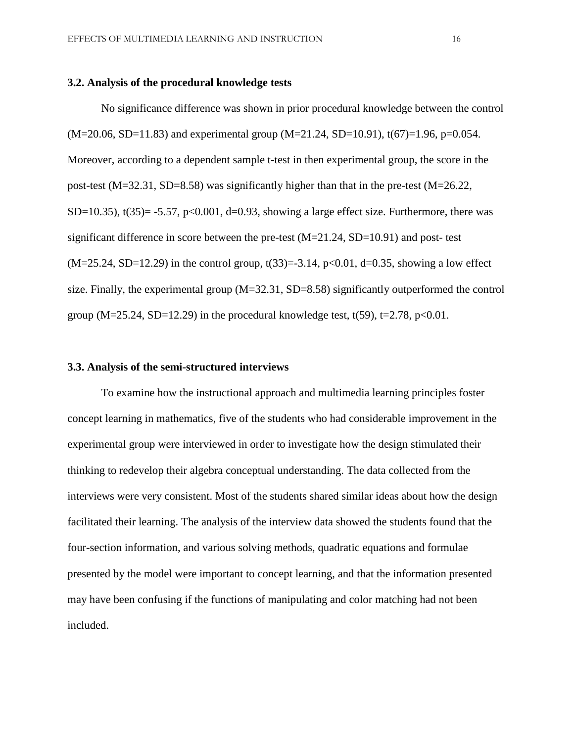### 3.2. Analysis of the procedural knowledge tests

No significance difference was shown in prior procedural knowledge between the control ($M=20.06$, $SD=11.83$) and experimental group ($M=21.24$, $SD=10.91$), $t(67)=1.96$, $p=0.054$. Moreover, according to a dependent sample t-test in then experimental group, the score in the post-test ($M=32.31$, $SD=8.58$) was significantly higher than that in the pre-test ($M=26.22$, $SD=10.35$), $t(35)= -5.57$, $p<0.001$, $d=0.93$, showing a large effect size. Furthermore, there was significant difference in score between the pre-test ($M=21.24$, $SD=10.91$) and post- test ($M=25.24$, $SD=12.29$) in the control group, $t(33)=-3.14$, $p<0.01$, $d=0.35$, showing a low effect size. Finally, the experimental group ($M=32.31$, $SD=8.58$) significantly outperformed the control group ($M=25.24$, $SD=12.29$) in the procedural knowledge test, $t(59)$, $t=2.78$, $p<0.01$.

### 3.3. Analysis of the semi-structured interviews

To examine how the instructional approach and multimedia learning principles foster concept learning in mathematics, five of the students who had considerable improvement in the experimental group were interviewed in order to investigate how the design stimulated their thinking to redevelop their algebra conceptual understanding. The data collected from the interviews were very consistent. Most of the students shared similar ideas about how the design facilitated their learning. The analysis of the interview data showed the students found that the four-section information, and various solving methods, quadratic equations and formulae presented by the model were important to concept learning, and that the information presented may have been confusing if the functions of manipulating and color matching had not been included.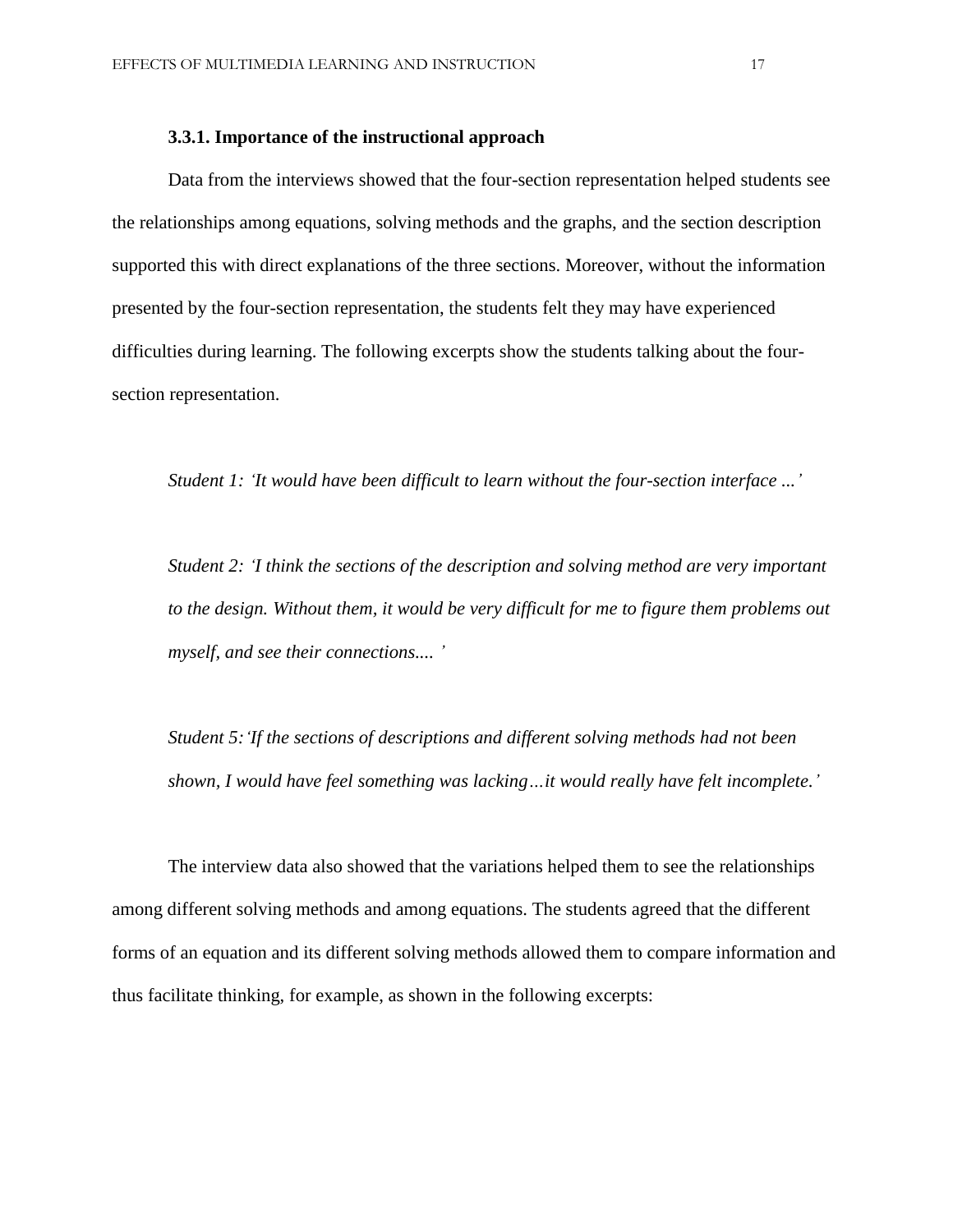### 3.3.1. Importance of the instructional approach

Data from the interviews showed that the four-section representation helped students see the relationships among equations, solving methods and the graphs, and the section description supported this with direct explanations of the three sections. Moreover, without the information presented by the four-section representation, the students felt they may have experienced difficulties during learning. The following excerpts show the students talking about the four-section representation.

> *Student 1: 'It would have been difficult to learn without the four-section interface ...'*

> *Student 2: 'I think the sections of the description and solving method are very important to the design. Without them, it would be very difficult for me to figure them problems out myself, and see their connections.... '*

> *Student 5: 'If the sections of descriptions and different solving methods had not been shown, I would have feel something was lacking…it would really have felt incomplete.'*

The interview data also showed that the variations helped them to see the relationships among different solving methods and among equations. The students agreed that the different forms of an equation and its different solving methods allowed them to compare information and thus facilitate thinking, for example, as shown in the following excerpts: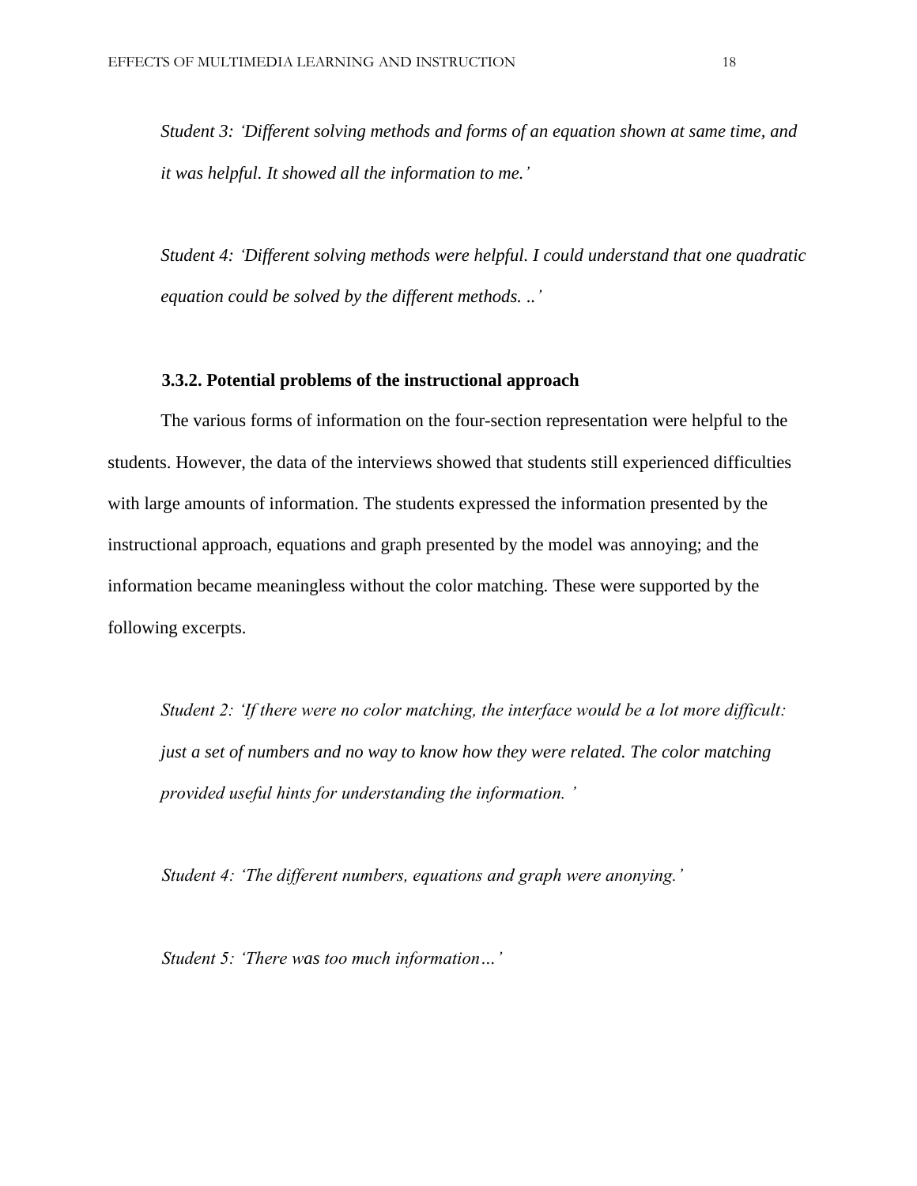*Student 3: 'Different solving methods and forms of an equation shown at same time, and it was helpful. It showed all the information to me.'*

*Student 4: 'Different solving methods were helpful. I could understand that one quadratic equation could be solved by the different methods. ..'*

### 3.3.2. Potential problems of the instructional approach

The various forms of information on the four-section representation were helpful to the students. However, the data of the interviews showed that students still experienced difficulties with large amounts of information. The students expressed the information presented by the instructional approach, equations and graph presented by the model was annoying; and the information became meaningless without the color matching. These were supported by the following excerpts.

*Student 2: 'If there were no color matching, the interface would be a lot more difficult: just a set of numbers and no way to know how they were related. The color matching provided useful hints for understanding the information. '*

*Student 4: 'The different numbers, equations and graph were anonying.'*

*Student 5: 'There was too much information…'*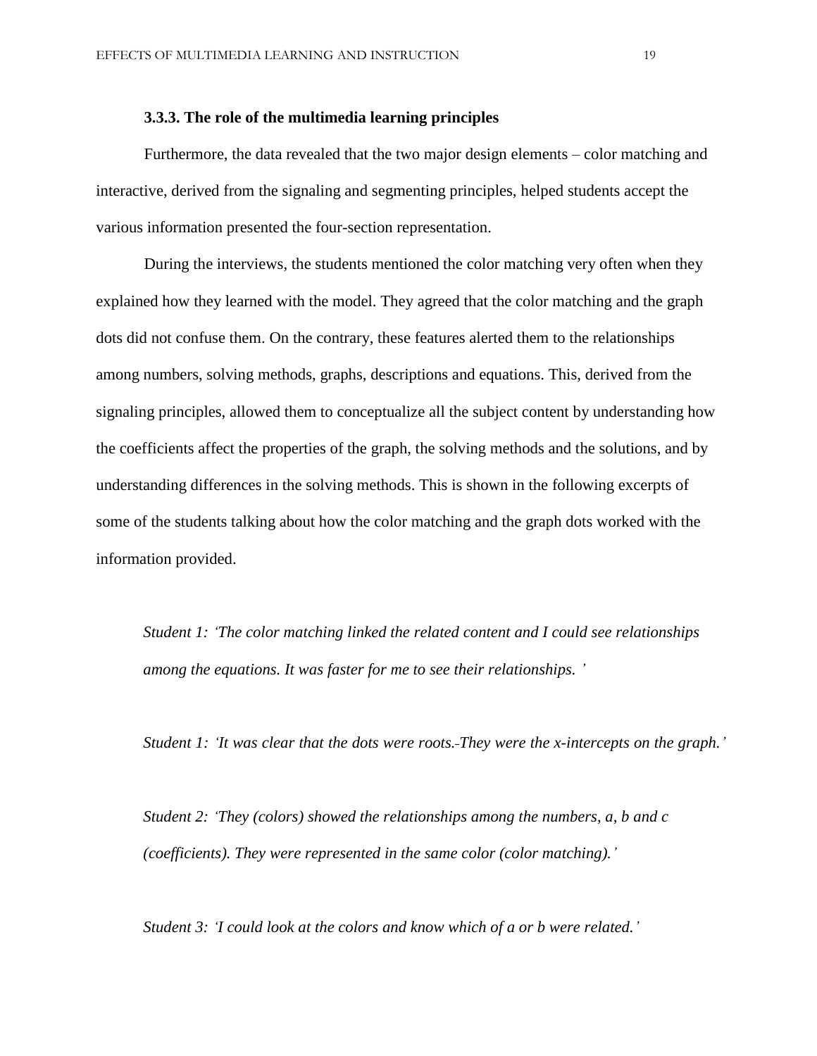### 3.3.3. The role of the multimedia learning principles

Furthermore, the data revealed that the two major design elements – color matching and interactive, derived from the signaling and segmenting principles, helped students accept the various information presented the four-section representation.

During the interviews, the students mentioned the color matching very often when they explained how they learned with the model. They agreed that the color matching and the graph dots did not confuse them. On the contrary, these features alerted them to the relationships among numbers, solving methods, graphs, descriptions and equations. This, derived from the signaling principles, allowed them to conceptualize all the subject content by understanding how the coefficients affect the properties of the graph, the solving methods and the solutions, and by understanding differences in the solving methods. This is shown in the following excerpts of some of the students talking about how the color matching and the graph dots worked with the information provided.

*Student 1: 'The color matching linked the related content and I could see relationships among the equations. It was faster for me to see their relationships. '*

*Student 1: 'It was clear that the dots were roots. They were the x-intercepts on the graph.'*

*Student 2: 'They (colors) showed the relationships among the numbers, a, b and c (coefficients). They were represented in the same color (color matching).'*

*Student 3: 'I could look at the colors and know which of a or b were related.'*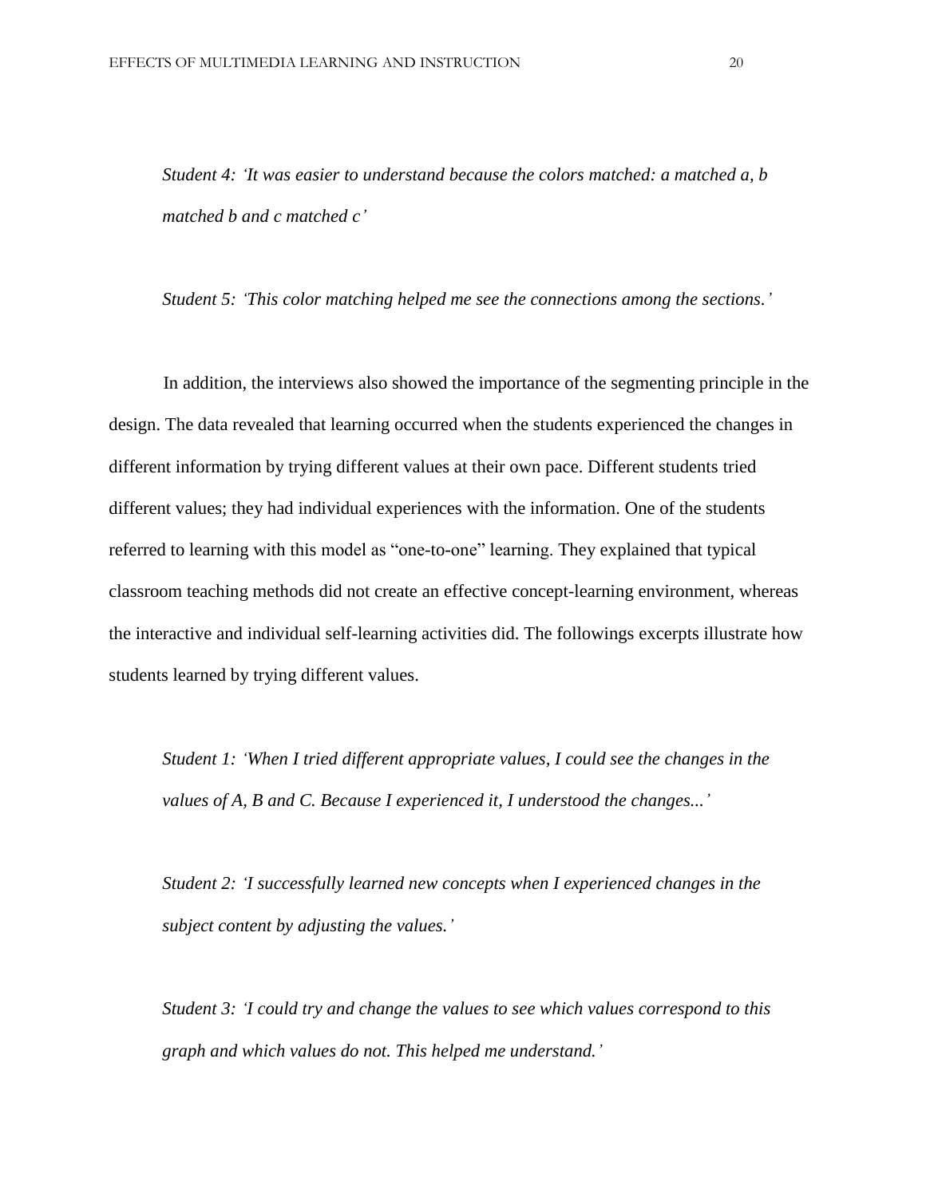*Student 4: 'It was easier to understand because the colors matched: a matched a, b matched b and c matched c'*

*Student 5: 'This color matching helped me see the connections among the sections.'*

In addition, the interviews also showed the importance of the segmenting principle in the design. The data revealed that learning occurred when the students experienced the changes in different information by trying different values at their own pace. Different students tried different values; they had individual experiences with the information. One of the students referred to learning with this model as "one-to-one" learning. They explained that typical classroom teaching methods did not create an effective concept-learning environment, whereas the interactive and individual self-learning activities did. The followings excerpts illustrate how students learned by trying different values.

*Student 1: 'When I tried different appropriate values, I could see the changes in the values of A, B and C. Because I experienced it, I understood the changes...'*

*Student 2: 'I successfully learned new concepts when I experienced changes in the subject content by adjusting the values.'*

*Student 3: 'I could try and change the values to see which values correspond to this graph and which values do not. This helped me understand.'*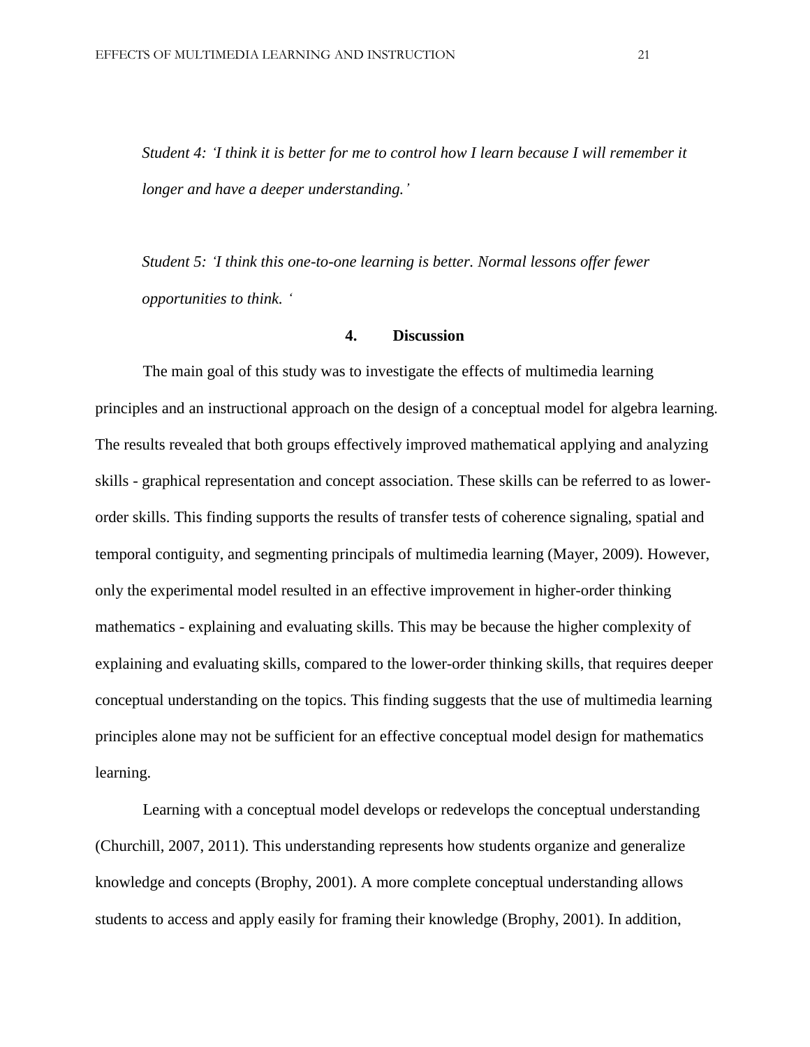*Student 4: 'I think it is better for me to control how I learn because I will remember it longer and have a deeper understanding.'*

*Student 5: 'I think this one-to-one learning is better. Normal lessons offer fewer opportunities to think. '*

## 4. Discussion

The main goal of this study was to investigate the effects of multimedia learning principles and an instructional approach on the design of a conceptual model for algebra learning. The results revealed that both groups effectively improved mathematical applying and analyzing skills - graphical representation and concept association. These skills can be referred to as lower-order skills. This finding supports the results of transfer tests of coherence signaling, spatial and temporal contiguity, and segmenting principals of multimedia learning (Mayer, 2009). However, only the experimental model resulted in an effective improvement in higher-order thinking mathematics - explaining and evaluating skills. This may be because the higher complexity of explaining and evaluating skills, compared to the lower-order thinking skills, that requires deeper conceptual understanding on the topics. This finding suggests that the use of multimedia learning principles alone may not be sufficient for an effective conceptual model design for mathematics learning.

Learning with a conceptual model develops or redevelops the conceptual understanding (Churchill, 2007, 2011). This understanding represents how students organize and generalize knowledge and concepts (Brophy, 2001). A more complete conceptual understanding allows students to access and apply easily for framing their knowledge (Brophy, 2001). In addition,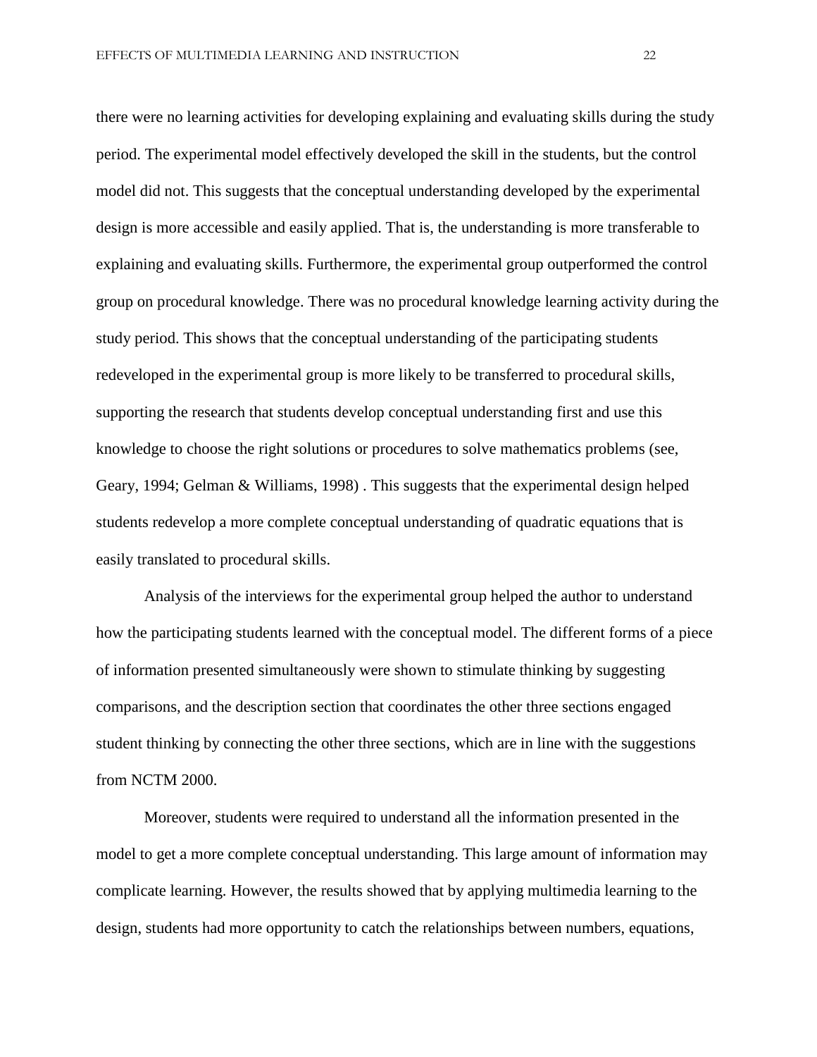there were no learning activities for developing explaining and evaluating skills during the study period. The experimental model effectively developed the skill in the students, but the control model did not. This suggests that the conceptual understanding developed by the experimental design is more accessible and easily applied. That is, the understanding is more transferable to explaining and evaluating skills. Furthermore, the experimental group outperformed the control group on procedural knowledge. There was no procedural knowledge learning activity during the study period. This shows that the conceptual understanding of the participating students redeveloped in the experimental group is more likely to be transferred to procedural skills, supporting the research that students develop conceptual understanding first and use this knowledge to choose the right solutions or procedures to solve mathematics problems (see, Geary, 1994; Gelman & Williams, 1998) . This suggests that the experimental design helped students redevelop a more complete conceptual understanding of quadratic equations that is easily translated to procedural skills.

Analysis of the interviews for the experimental group helped the author to understand how the participating students learned with the conceptual model. The different forms of a piece of information presented simultaneously were shown to stimulate thinking by suggesting comparisons, and the description section that coordinates the other three sections engaged student thinking by connecting the other three sections, which are in line with the suggestions from NCTM 2000.

Moreover, students were required to understand all the information presented in the model to get a more complete conceptual understanding. This large amount of information may complicate learning. However, the results showed that by applying multimedia learning to the design, students had more opportunity to catch the relationships between numbers, equations,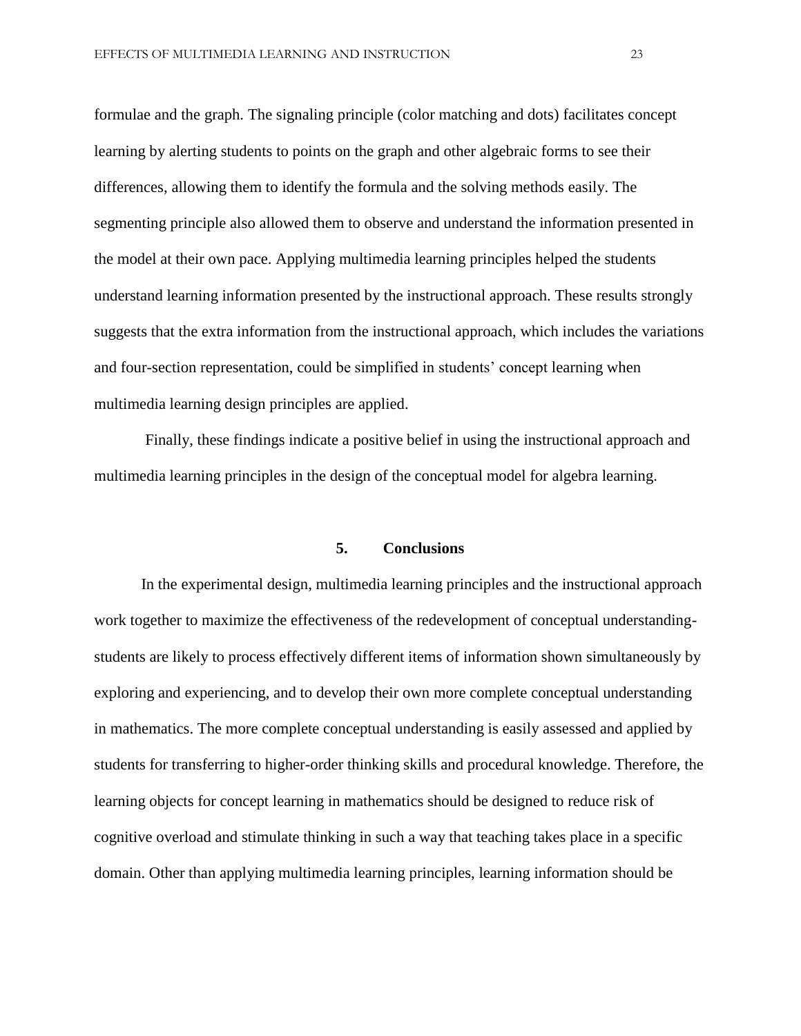formulae and the graph. The signaling principle (color matching and dots) facilitates concept learning by alerting students to points on the graph and other algebraic forms to see their differences, allowing them to identify the formula and the solving methods easily. The segmenting principle also allowed them to observe and understand the information presented in the model at their own pace. Applying multimedia learning principles helped the students understand learning information presented by the instructional approach. These results strongly suggests that the extra information from the instructional approach, which includes the variations and four-section representation, could be simplified in students' concept learning when multimedia learning design principles are applied.

Finally, these findings indicate a positive belief in using the instructional approach and multimedia learning principles in the design of the conceptual model for algebra learning.

## 5. Conclusions

In the experimental design, multimedia learning principles and the instructional approach work together to maximize the effectiveness of the redevelopment of conceptual understanding-students are likely to process effectively different items of information shown simultaneously by exploring and experiencing, and to develop their own more complete conceptual understanding in mathematics. The more complete conceptual understanding is easily assessed and applied by students for transferring to higher-order thinking skills and procedural knowledge. Therefore, the learning objects for concept learning in mathematics should be designed to reduce risk of cognitive overload and stimulate thinking in such a way that teaching takes place in a specific domain. Other than applying multimedia learning principles, learning information should be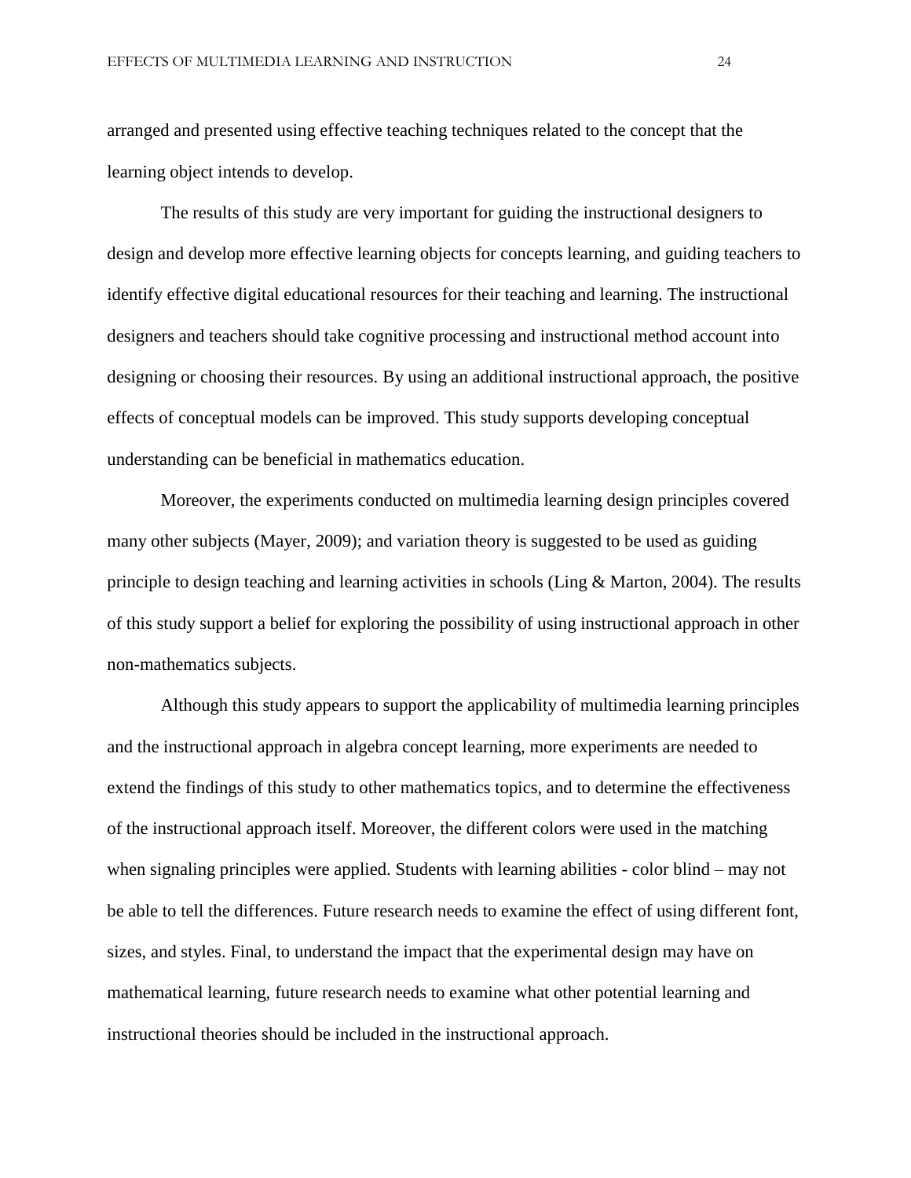arranged and presented using effective teaching techniques related to the concept that the learning object intends to develop.

The results of this study are very important for guiding the instructional designers to design and develop more effective learning objects for concepts learning, and guiding teachers to identify effective digital educational resources for their teaching and learning. The instructional designers and teachers should take cognitive processing and instructional method account into designing or choosing their resources. By using an additional instructional approach, the positive effects of conceptual models can be improved. This study supports developing conceptual understanding can be beneficial in mathematics education.

Moreover, the experiments conducted on multimedia learning design principles covered many other subjects (Mayer, 2009); and variation theory is suggested to be used as guiding principle to design teaching and learning activities in schools (Ling & Marton, 2004). The results of this study support a belief for exploring the possibility of using instructional approach in other non-mathematics subjects.

Although this study appears to support the applicability of multimedia learning principles and the instructional approach in algebra concept learning, more experiments are needed to extend the findings of this study to other mathematics topics, and to determine the effectiveness of the instructional approach itself. Moreover, the different colors were used in the matching when signaling principles were applied. Students with learning abilities - color blind – may not be able to tell the differences. Future research needs to examine the effect of using different font, sizes, and styles. Final, to understand the impact that the experimental design may have on mathematical learning, future research needs to examine what other potential learning and instructional theories should be included in the instructional approach.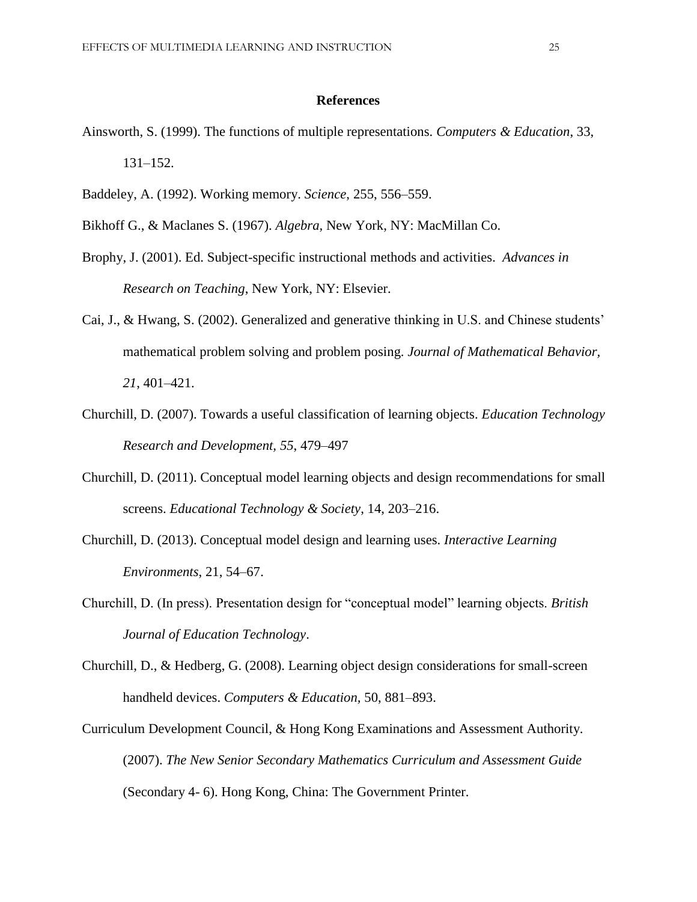## References

Ainsworth, S. (1999). The functions of multiple representations. *Computers & Education*, 33, 131–152.

Baddeley, A. (1992). Working memory. *Science*, 255, 556–559.

Bikhoff G., & Maclanes S. (1967). *Algebra,* New York, NY: MacMillan Co.

Brophy, J. (2001). Ed. Subject-specific instructional methods and activities. *Advances in Research on Teaching*, New York, NY: Elsevier.

Cai, J., & Hwang, S. (2002). Generalized and generative thinking in U.S. and Chinese students' mathematical problem solving and problem posing. *Journal of Mathematical Behavior, 21*, 401–421.

Churchill, D. (2007). Towards a useful classification of learning objects. *Education Technology Research and Development, 55*, 479–497

Churchill, D. (2011). Conceptual model learning objects and design recommendations for small screens. *Educational Technology & Society*, 14, 203–216.

Churchill, D. (2013). Conceptual model design and learning uses. *Interactive Learning Environments*, 21, 54–67.

Churchill, D. (In press). Presentation design for "conceptual model" learning objects. *British Journal of Education Technology*.

Churchill, D., & Hedberg, G. (2008). Learning object design considerations for small-screen handheld devices. *Computers & Education,* 50, 881–893.

Curriculum Development Council, & Hong Kong Examinations and Assessment Authority. (2007). *The New Senior Secondary Mathematics Curriculum and Assessment Guide* (Secondary 4- 6). Hong Kong, China: The Government Printer.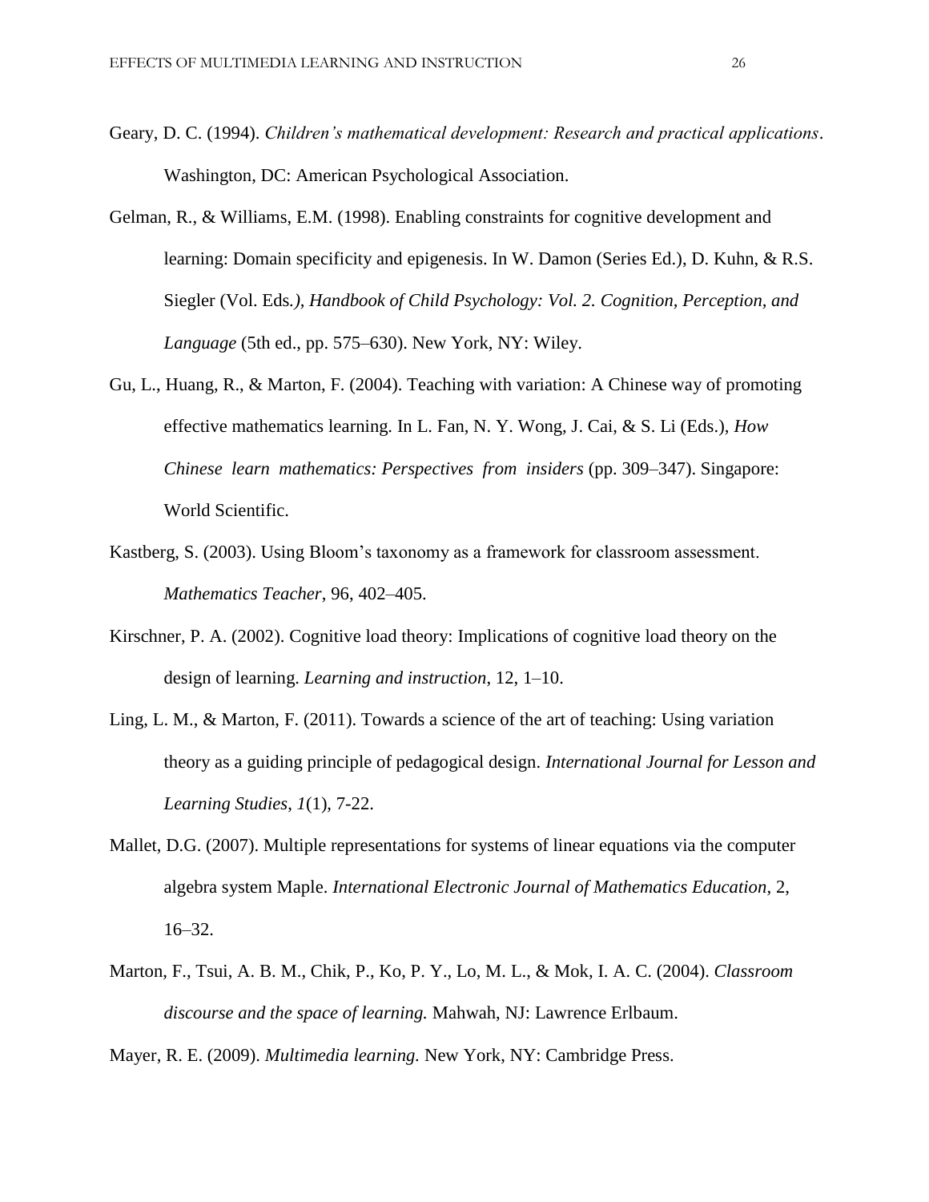Geary, D. C. (1994). *Children's mathematical development: Research and practical applications*. Washington, DC: American Psychological Association.

Gelman, R., & Williams, E.M. (1998). Enabling constraints for cognitive development and learning: Domain specificity and epigenesis. In W. Damon (Series Ed.), D. Kuhn, & R.S. Siegler (Vol. Eds*.), Handbook of Child Psychology: Vol. 2. Cognition, Perception, and Language* (5th ed., pp. 575–630). New York, NY: Wiley.

Gu, L., Huang, R., & Marton, F. (2004). Teaching with variation: A Chinese way of promoting effective mathematics learning. In L. Fan, N. Y. Wong, J. Cai, & S. Li (Eds.), *How Chinese learn mathematics: Perspectives from insiders* (pp. 309–347). Singapore: World Scientific.

Kastberg, S. (2003). Using Bloom's taxonomy as a framework for classroom assessment. *Mathematics Teacher*, 96, 402–405.

Kirschner, P. A. (2002). Cognitive load theory: Implications of cognitive load theory on the design of learning. *Learning and instruction*, 12, 1–10.

Ling, L. M., & Marton, F. (2011). Towards a science of the art of teaching: Using variation theory as a guiding principle of pedagogical design. *International Journal for Lesson and Learning Studies*, *1*(1), 7-22.

Mallet, D.G. (2007). Multiple representations for systems of linear equations via the computer algebra system Maple. *International Electronic Journal of Mathematics Education*, 2, 16–32.

Marton, F., Tsui, A. B. M., Chik, P., Ko, P. Y., Lo, M. L., & Mok, I. A. C. (2004). *Classroom discourse and the space of learning.* Mahwah, NJ: Lawrence Erlbaum.

Mayer, R. E. (2009). *Multimedia learning.* New York, NY: Cambridge Press.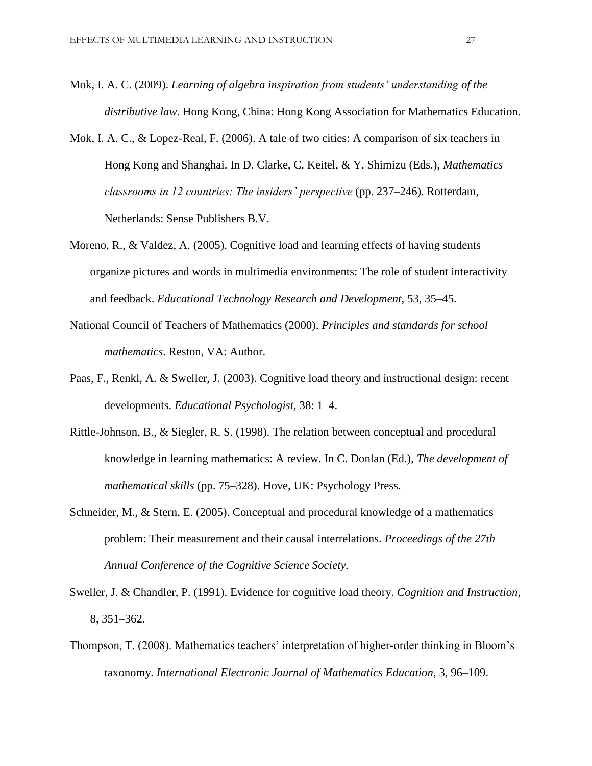Mok, I. A. C. (2009). *Learning of algebra inspiration from students' understanding of the distributive law*. Hong Kong, China: Hong Kong Association for Mathematics Education.

Mok, I. A. C., & Lopez-Real, F. (2006). A tale of two cities: A comparison of six teachers in Hong Kong and Shanghai. In D. Clarke, C. Keitel, & Y. Shimizu (Eds.), *Mathematics classrooms in 12 countries: The insiders' perspective* (pp. 237–246). Rotterdam, Netherlands: Sense Publishers B.V.

Moreno, R., & Valdez, A. (2005). Cognitive load and learning effects of having students organize pictures and words in multimedia environments: The role of student interactivity and feedback. *Educational Technology Research and Development*, 53, 35–45.

National Council of Teachers of Mathematics (2000). *Principles and standards for school mathematics*. Reston, VA: Author.

Paas, F., Renkl, A. & Sweller, J. (2003). Cognitive load theory and instructional design: recent developments. *Educational Psychologist,* 38: 1–4.

Rittle-Johnson, B., & Siegler, R. S. (1998). The relation between conceptual and procedural knowledge in learning mathematics: A review. In C. Donlan (Ed.), *The development of mathematical skills* (pp. 75–328). Hove, UK: Psychology Press.

Schneider, M., & Stern, E. (2005). Conceptual and procedural knowledge of a mathematics problem: Their measurement and their causal interrelations. *Proceedings of the 27th Annual Conference of the Cognitive Science Society.*

Sweller, J. & Chandler, P. (1991). Evidence for cognitive load theory. *Cognition and Instruction*, 8, 351–362.

Thompson, T. (2008). Mathematics teachers' interpretation of higher-order thinking in Bloom's taxonomy. *International Electronic Journal of Mathematics Education*, 3, 96–109.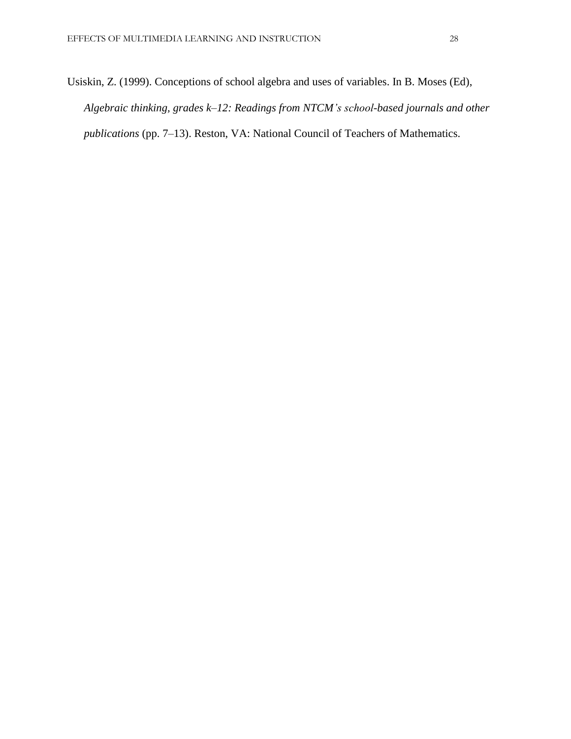Usiskin, Z. (1999). Conceptions of school algebra and uses of variables. In B. Moses (Ed), *Algebraic thinking, grades k–12: Readings from NTCM's school-based journals and other publications* (pp. 7–13). Reston, VA: National Council of Teachers of Mathematics.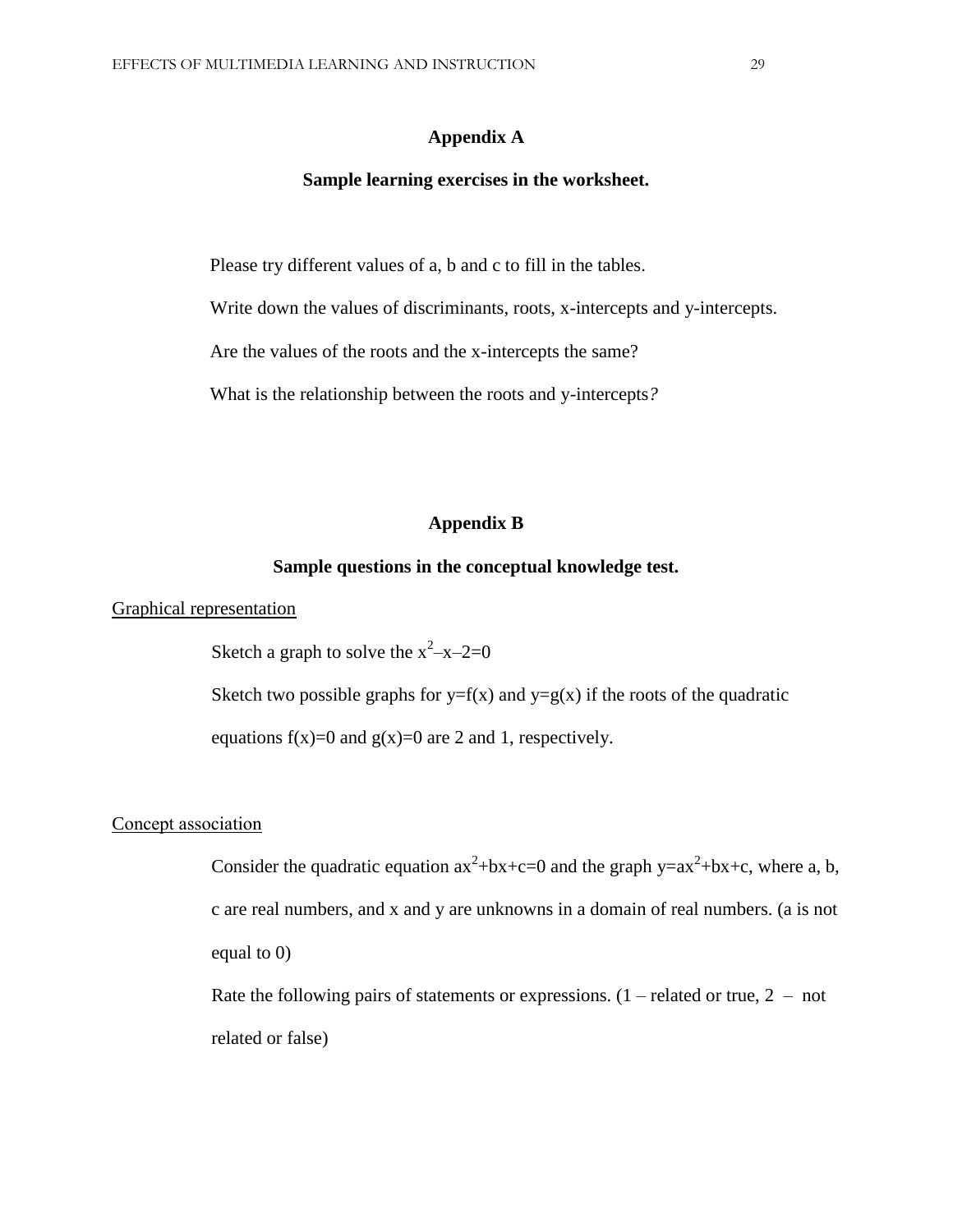# Appendix A

## Sample learning exercises in the worksheet.

Please try different values of a, b and c to fill in the tables.

Write down the values of discriminants, roots, x-intercepts and y-intercepts.

Are the values of the roots and the x-intercepts the same?

What is the relationship between the roots and y-intercepts*?*

# Appendix B

## Sample questions in the conceptual knowledge test.

<u>Graphical representation</u>

Sketch a graph to solve the $x^2 – x – 2 = 0$

Sketch two possible graphs for $y=f(x)$ and $y=g(x)$ if the roots of the quadratic equations $f(x)=0$ and $g(x)=0$ are 2 and 1, respectively.

<u>Concept association</u>

Consider the quadratic equation $ax^2+bx+c=0$ and the graph $y=ax^2+bx+c$, where a, b, c are real numbers, and x and y are unknowns in a domain of real numbers. (a is not equal to 0)

Rate the following pairs of statements or expressions. (1 – related or true, 2 – not related or false)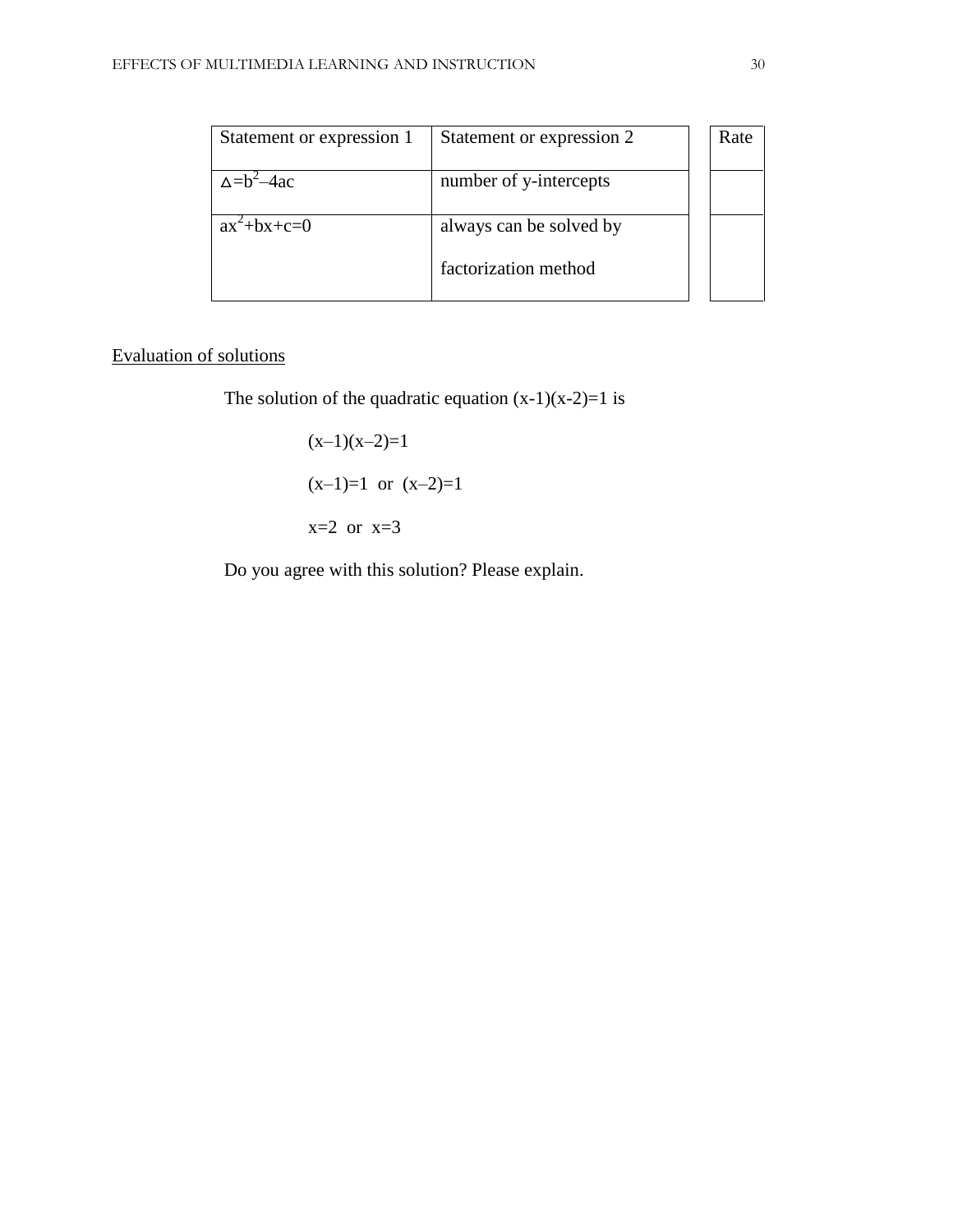| Statement or expression 1 | Statement or expression 2 | Rate |
|---|---|---|
| $\Delta = b^2 - 4ac$ | number of y-intercepts | |
| $ax^2+bx+c=0$ | always can be solved by factorization method | |

Evaluation of solutions

The solution of the quadratic equation $(x-1)(x-2)=1$ is

$(x-1)(x-2)=1$

$(x-1)=1$ or $(x-2)=1$

$x=2$ or $x=3$

Do you agree with this solution? Please explain.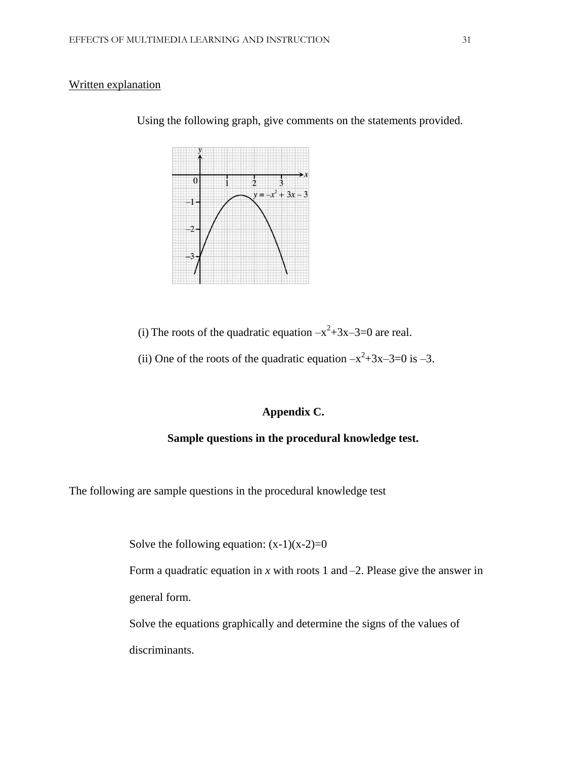Written explanation

Using the following graph, give comments on the statements provided.

(i) The roots of the quadratic equation $-x^2+3x-3=0$ are real.

(ii) One of the roots of the quadratic equation $-x^2+3x-3=0$ is $-3$.

**Appendix C.**

**Sample questions in the procedural knowledge test.**

The following are sample questions in the procedural knowledge test

Solve the following equation: $(x-1)(x-2)=0$

Form a quadratic equation in *x* with roots 1 and $-2$. Please give the answer in general form.

Solve the equations graphically and determine the signs of the values of discriminants.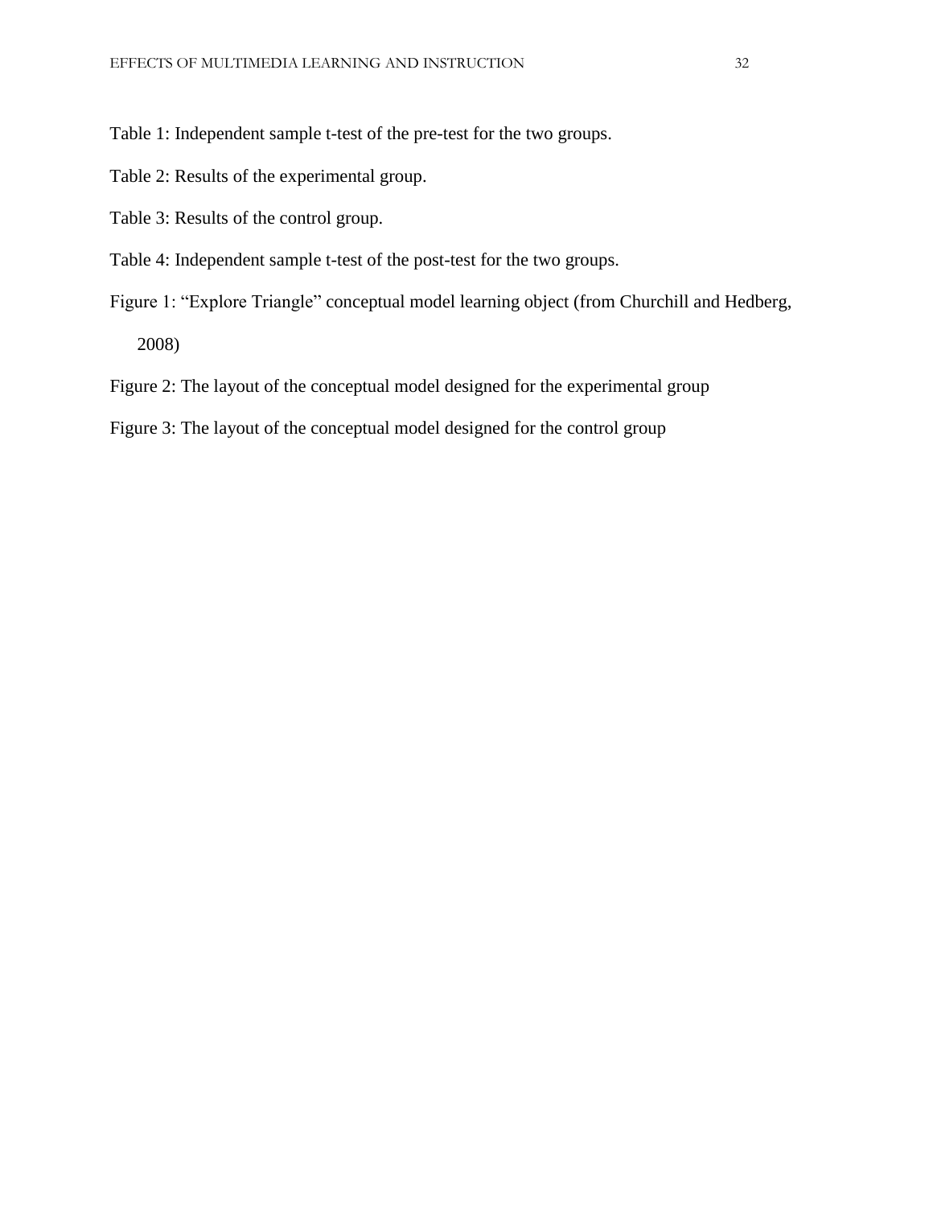Table 1: Independent sample t-test of the pre-test for the two groups.

Table 2: Results of the experimental group.

Table 3: Results of the control group.

Table 4: Independent sample t-test of the post-test for the two groups.

Figure 1: “Explore Triangle” conceptual model learning object (from Churchill and Hedberg, 2008)

Figure 2: The layout of the conceptual model designed for the experimental group

Figure 3: The layout of the conceptual model designed for the control group